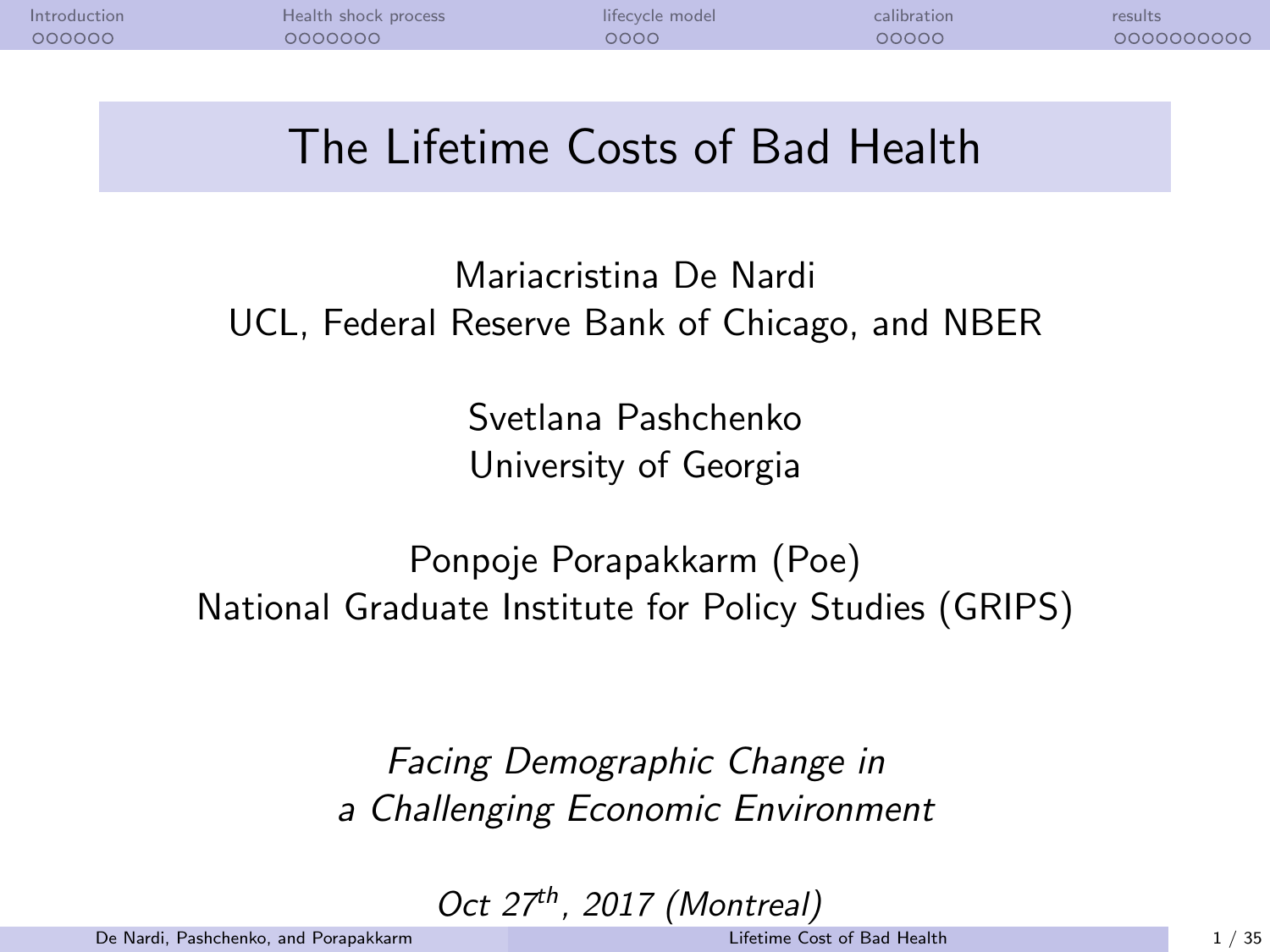# The Lifetime Costs of Bad Health

Mariacristina De Nardi
UCL, Federal Reserve Bank of Chicago, and NBER

Svetlana Pashchenko
University of Georgia

Ponpoje Porapakkarm (Poe)
National Graduate Institute for Policy Studies (GRIPS)

*Facing Demographic Change in*
*a Challenging Economic Environment*

*Oct 27$^{th}$, 2017 (Montreal)*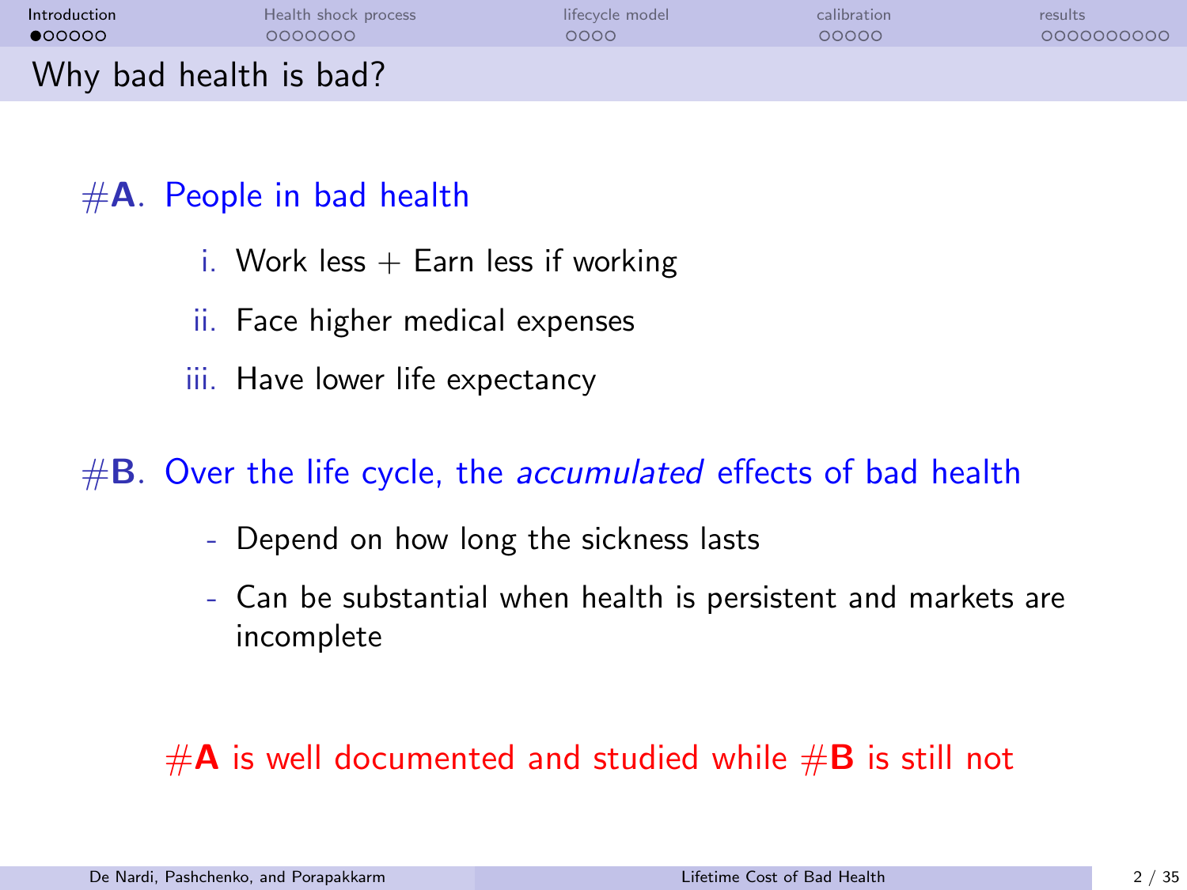# Why bad health is bad?

#**A**. People in bad health

i. Work less + Earn less if working

ii. Face higher medical expenses

iii. Have lower life expectancy

#**B**. Over the life cycle, the *accumulated* effects of bad health

- Depend on how long the sickness lasts
- Can be substantial when health is persistent and markets are incomplete

#**A** is well documented and studied while #**B** is still not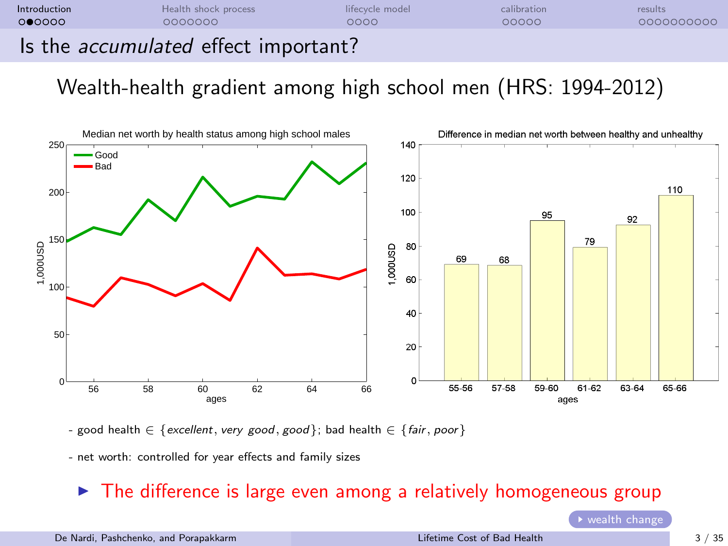# Is the *accumulated* effect important?

## Wealth-health gradient among high school men (HRS: 1994-2012)

Median net worth by health status among high school males

Difference in median net worth between healthy and unhealthy

| ages | 55-56 | 57-58 | 59-60 | 61-62 | 63-64 | 65-66 |
|---|---|---|---|---|---|---|
| Difference (1,000USD) | 69 | 68 | 95 | 79 | 92 | 110 |

- good health $\in$ {*excellent*, *very good*, *good*}; bad health $\in$ {*fair*, *poor*}

- net worth: controlled for year effects and family sizes

- The difference is large even among a relatively homogeneous group

wealth change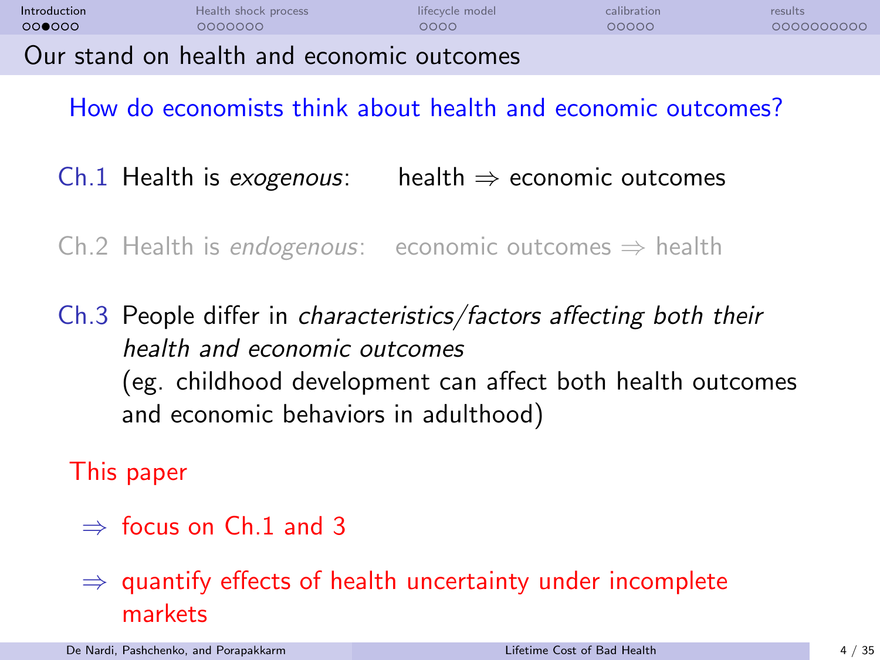# Our stand on health and economic outcomes

How do economists think about health and economic outcomes?

- Ch.1 Health is *exogenous*: health $\Rightarrow$ economic outcomes
- Ch.2 Health is *endogenous*: economic outcomes $\Rightarrow$ health
- Ch.3 People differ in *characteristics/factors affecting both their health and economic outcomes* (eg. childhood development can affect both health outcomes and economic behaviors in adulthood)

This paper

- $\Rightarrow$ focus on Ch.1 and 3
- $\Rightarrow$ quantify effects of health uncertainty under incomplete markets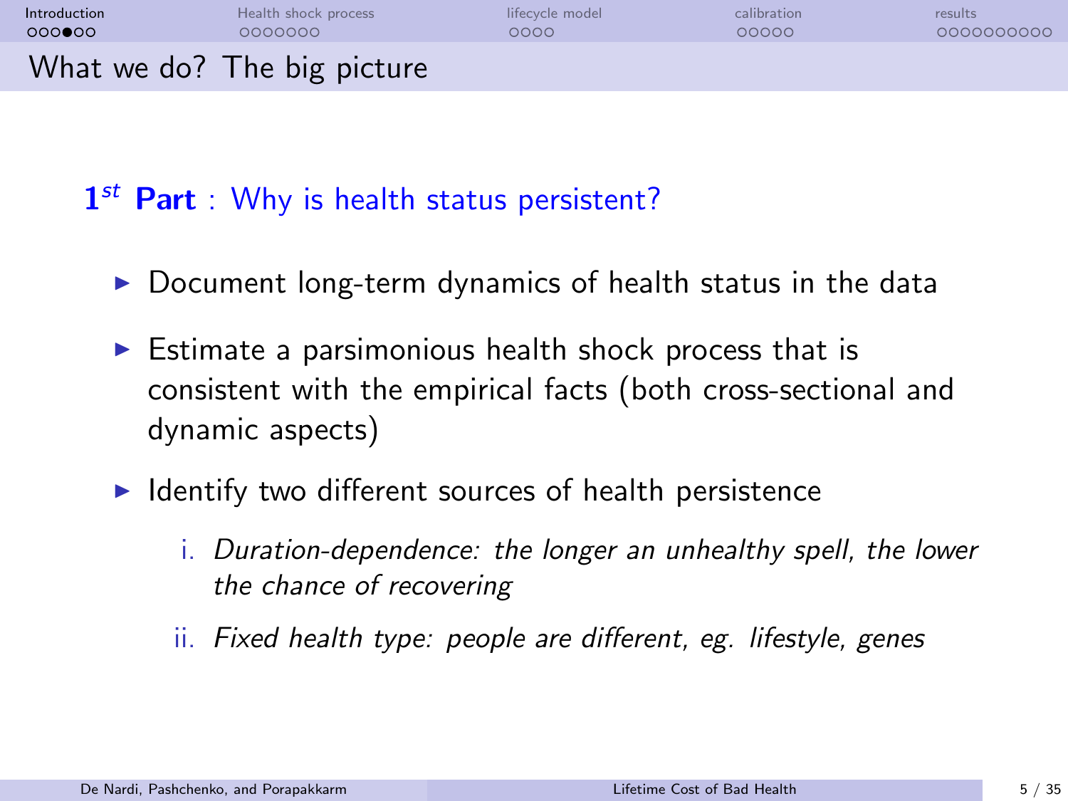# What we do? The big picture

**$1^{st}$ Part** : Why is health status persistent?

- Document long-term dynamics of health status in the data
- Estimate a parsimonious health shock process that is consistent with the empirical facts (both cross-sectional and dynamic aspects)
- Identify two different sources of health persistence
  1. *Duration-dependence: the longer an unhealthy spell, the lower the chance of recovering*
  2. *Fixed health type: people are different, eg. lifestyle, genes*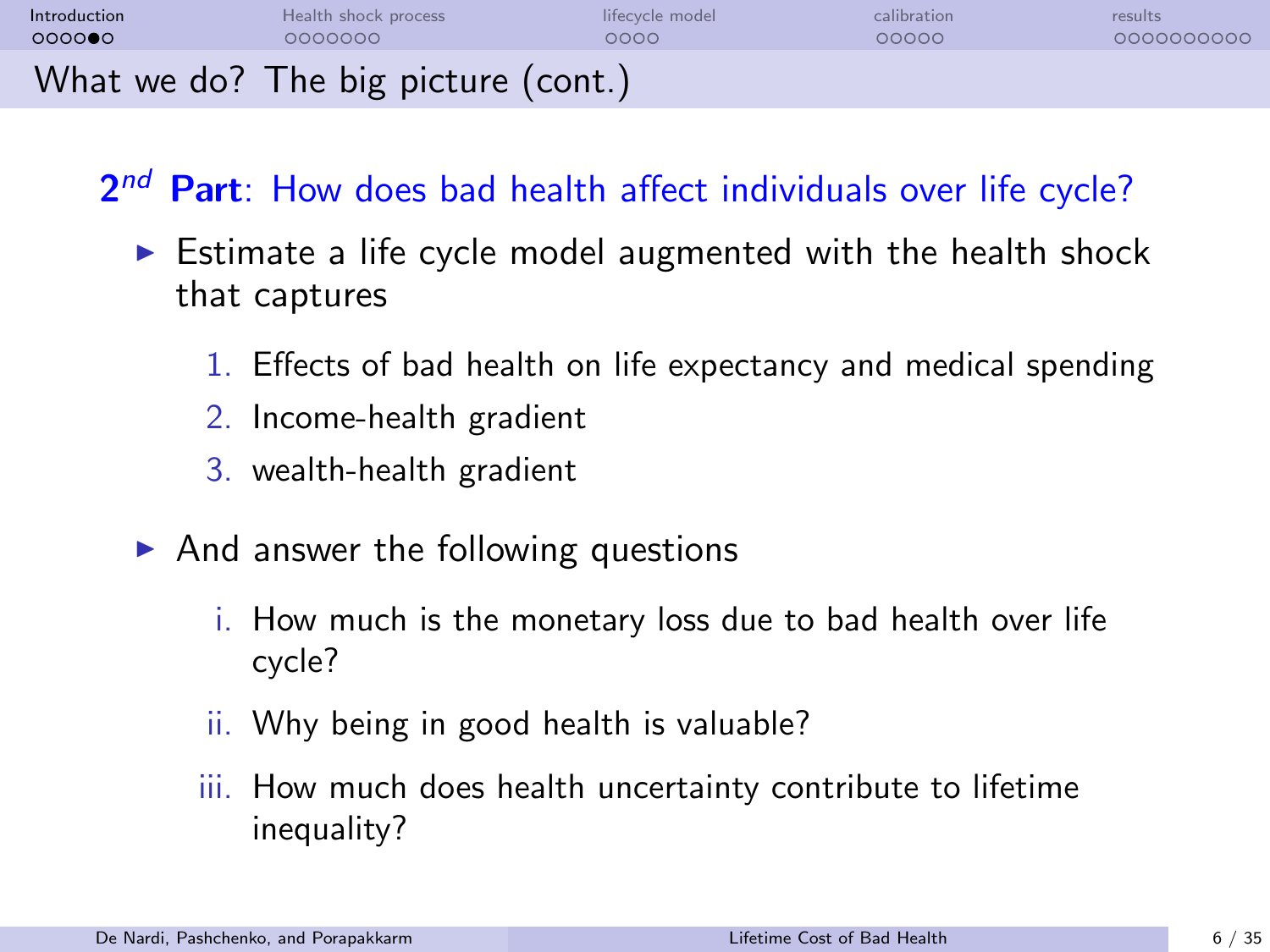# What we do? The big picture (cont.)

## $2^{nd}$ **Part**: How does bad health affect individuals over life cycle?

- Estimate a life cycle model augmented with the health shock that captures
  1. Effects of bad health on life expectancy and medical spending
  2. Income-health gradient
  3. wealth-health gradient
- And answer the following questions
  - i. How much is the monetary loss due to bad health over life cycle?
  - ii. Why being in good health is valuable?
  - iii. How much does health uncertainty contribute to lifetime inequality?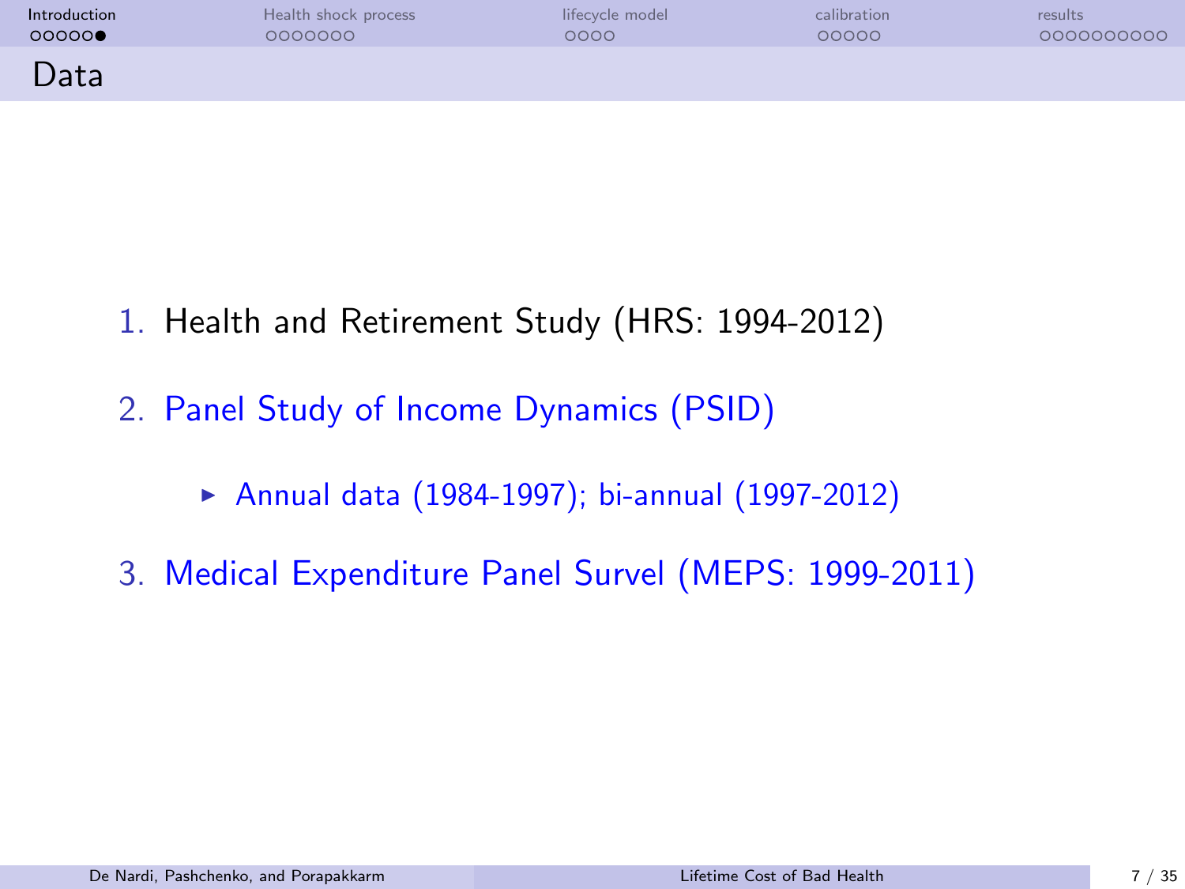# Data

1. Health and Retirement Study (HRS: 1994-2012)
2. Panel Study of Income Dynamics (PSID)
   - Annual data (1984-1997); bi-annual (1997-2012)
3. Medical Expenditure Panel Survel (MEPS: 1999-2011)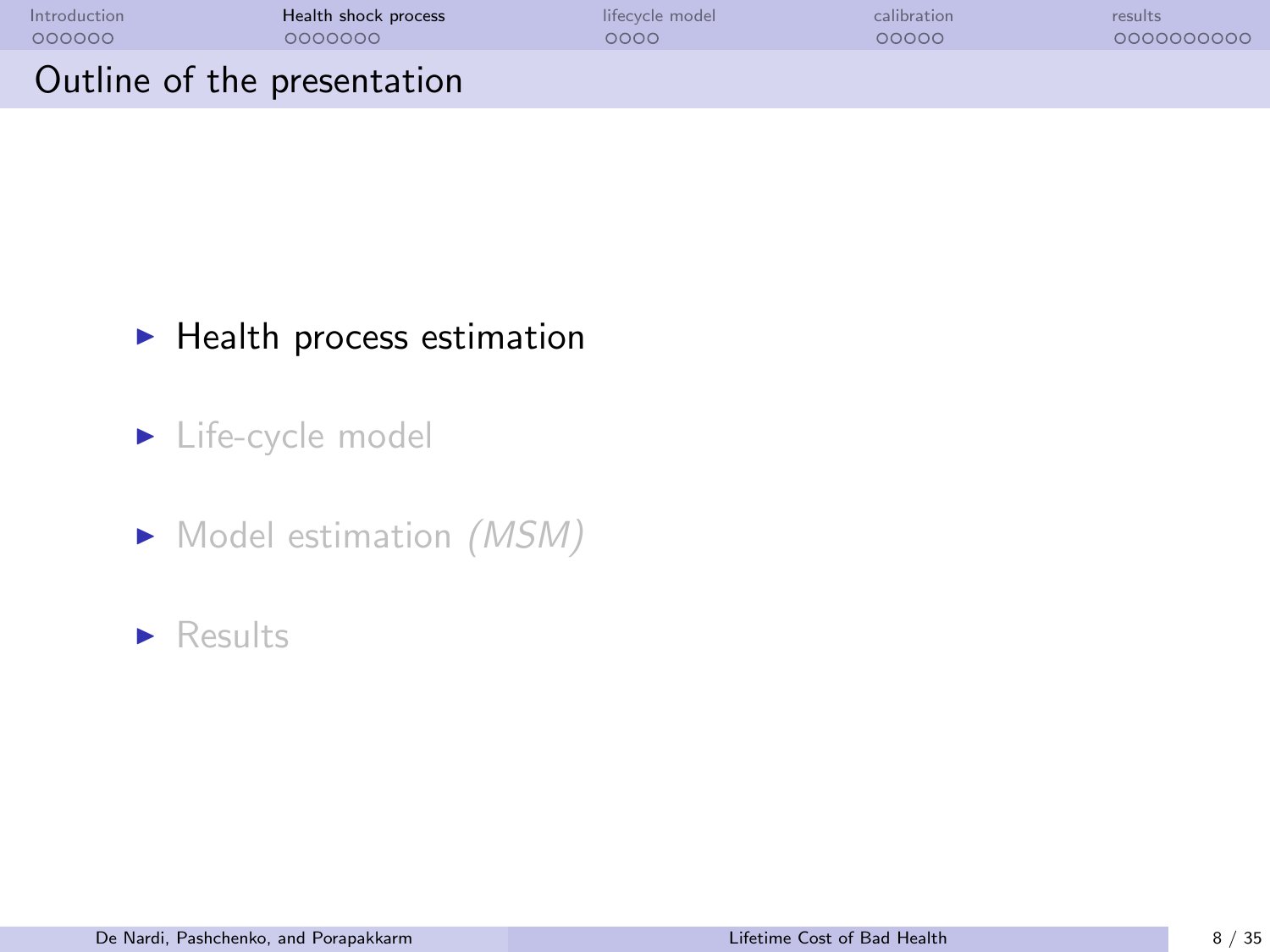# Outline of the presentation

- Health process estimation
- Life-cycle model
- Model estimation *(MSM)*
- Results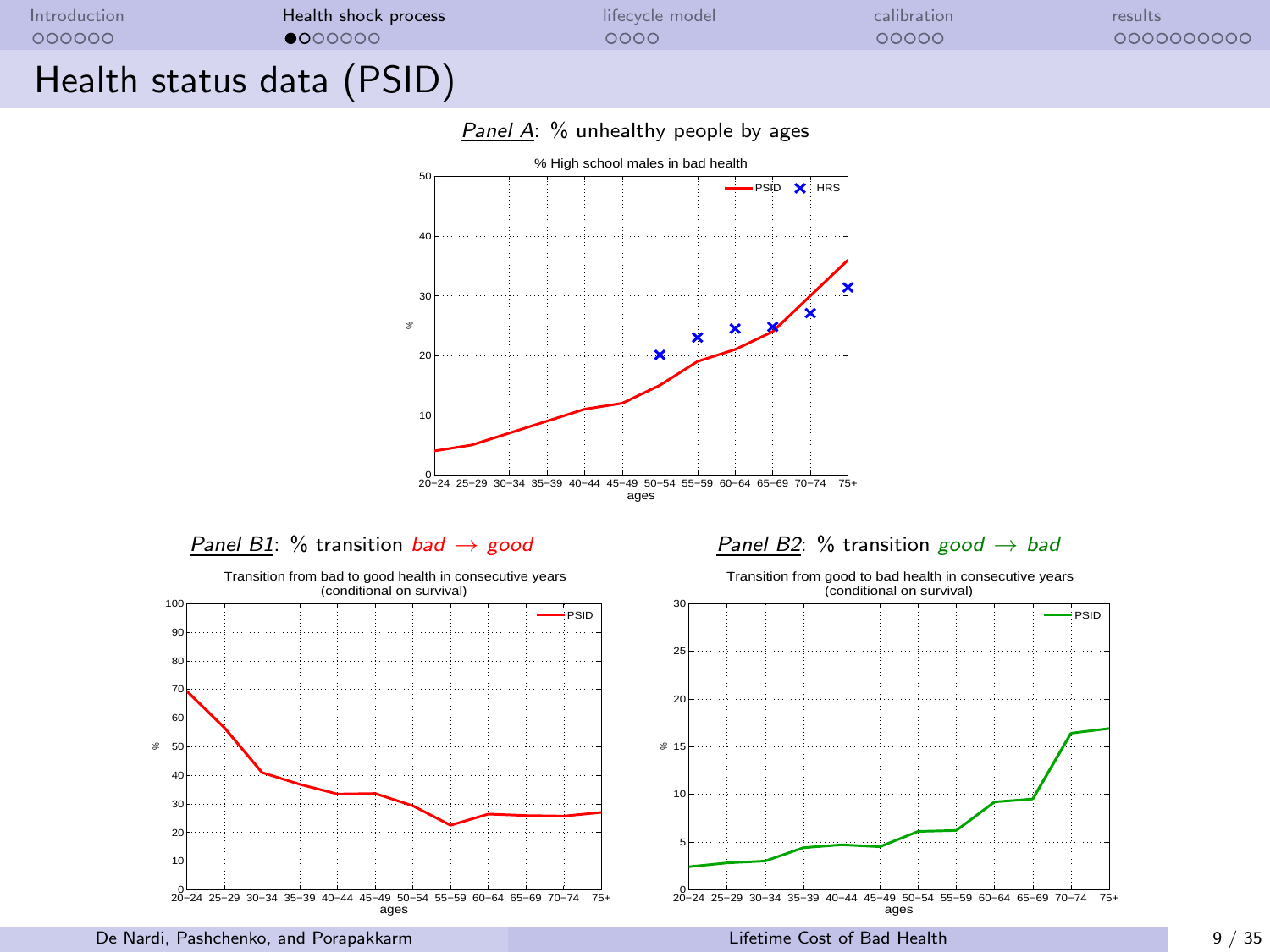# Health status data (PSID)

*Panel A*: % unhealthy people by ages

% High school males in bad health

*Panel B1*: % transition *bad* → *good*

Transition from bad to good health in consecutive years (conditional on survival)

*Panel B2*: % transition *good* → *bad*

Transition from good to bad health in consecutive years (conditional on survival)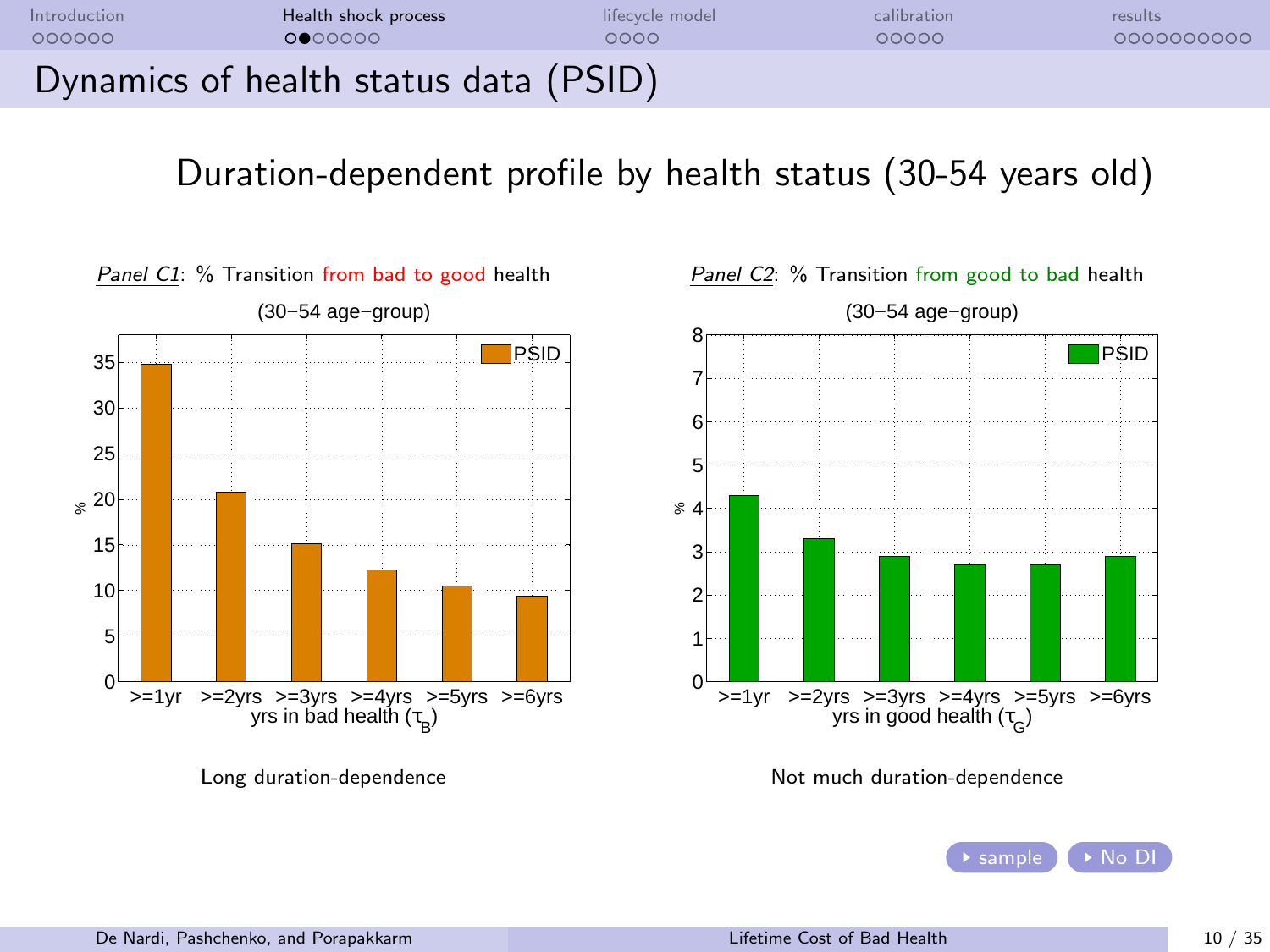# Dynamics of health status data (PSID)

## Duration-dependent profile by health status (30-54 years old)

*Panel C1*: % Transition from bad to good health

(30−54 age−group)

| yrs in bad health ($\tau_B$) | >=1yr | >=2yrs | >=3yrs | >=4yrs | >=5yrs | >=6yrs |
|---|---|---|---|---|---|---|
| PSID (%) | 34.8 | 20.8 | 15.1 | 12.2 | 10.5 | 9.4 |

Long duration-dependence

*Panel C2*: % Transition from good to bad health

(30−54 age−group)

| yrs in good health ($\tau_G$) | >=1yr | >=2yrs | >=3yrs | >=4yrs | >=5yrs | >=6yrs |
|---|---|---|---|---|---|---|
| PSID (%) | 4.3 | 3.3 | 2.9 | 2.7 | 2.7 | 2.9 |

Not much duration-dependence

sample No DI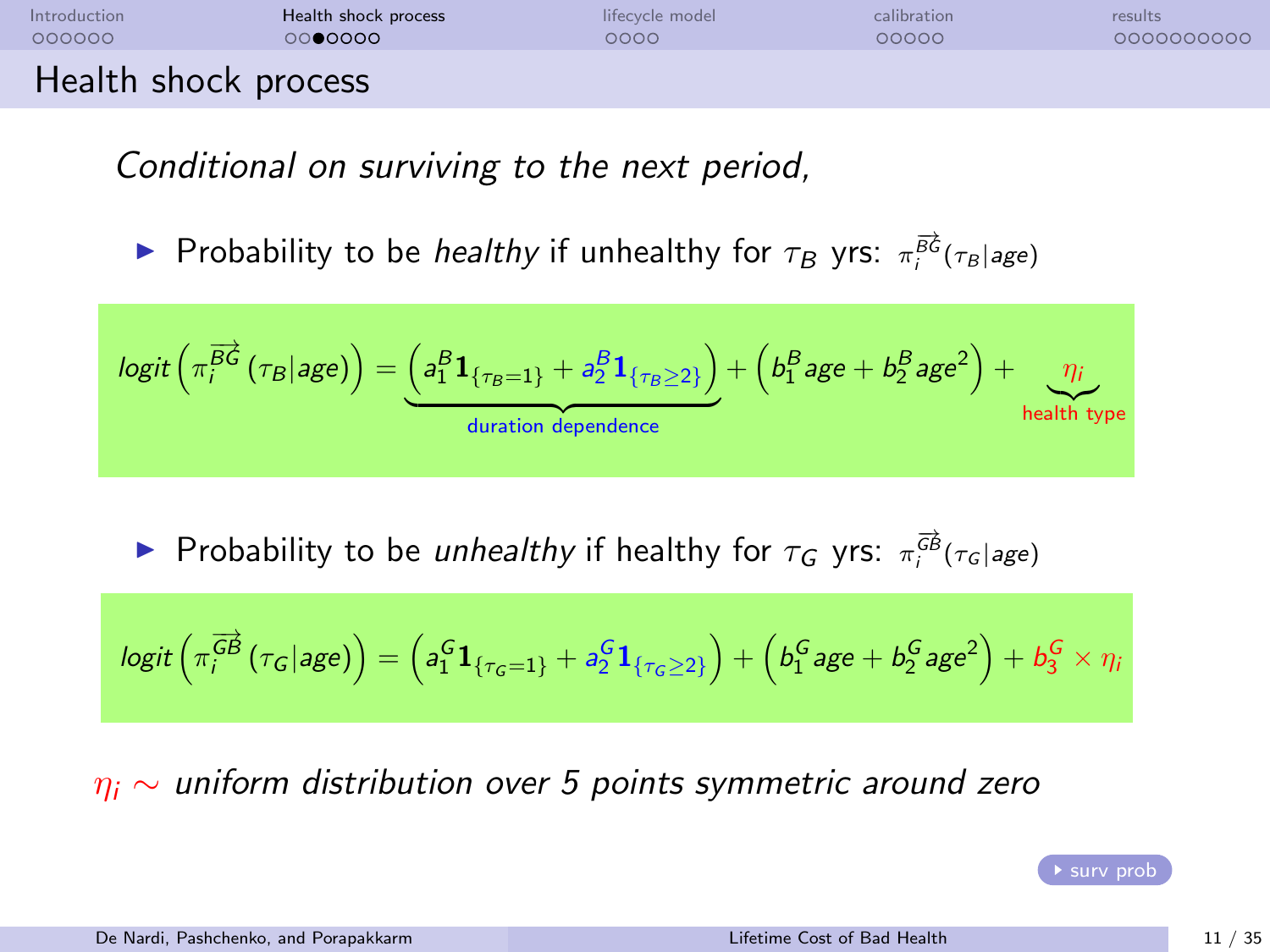# Health shock process

*Conditional on surviving to the next period,*

- Probability to be *healthy* if unhealthy for $\tau_B$ yrs: $\pi_i^{\overrightarrow{BG}}(\tau_B|age)$

$$
logit\left(\pi_i^{\overrightarrow{BG}}(\tau_B|age)\right) = \underbrace{\left(a_1^B \mathbf{1}_{\{\tau_B=1\}} + a_2^B \mathbf{1}_{\{\tau_B \geq 2\}}\right)}_{\text{duration dependence}} + \left(b_1^B age + b_2^B age^2\right) + \underbrace{\eta_i}_{\text{health type}}
$$

- Probability to be *unhealthy* if healthy for $\tau_G$ yrs: $\pi_i^{\overrightarrow{GB}}(\tau_G|age)$

$$
logit\left(\pi_i^{\overrightarrow{GB}}(\tau_G|age)\right) = \left(a_1^G \mathbf{1}_{\{\tau_G=1\}} + a_2^G \mathbf{1}_{\{\tau_G \geq 2\}}\right) + \left(b_1^G age + b_2^G age^2\right) + b_3^G \times \eta_i
$$

$\eta_i \sim$ *uniform distribution over 5 points symmetric around zero*

surv prob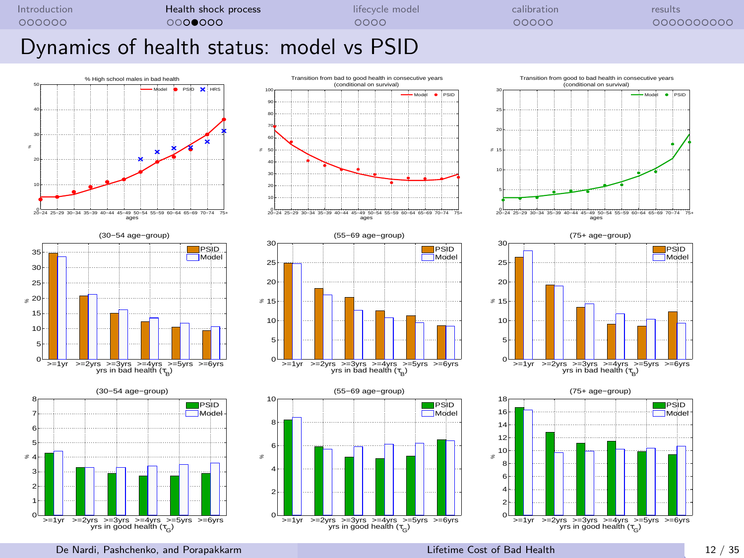# Dynamics of health status: model vs PSID

### % High school males in bad health

### Transition from bad to good health in consecutive years (conditional on survival)

### Transition from good to bad health in consecutive years (conditional on survival)

### (30–54 age–group)

### (55–69 age–group)

### (75+ age–group)

### (30–54 age–group)

### (55–69 age–group)

### (75+ age–group)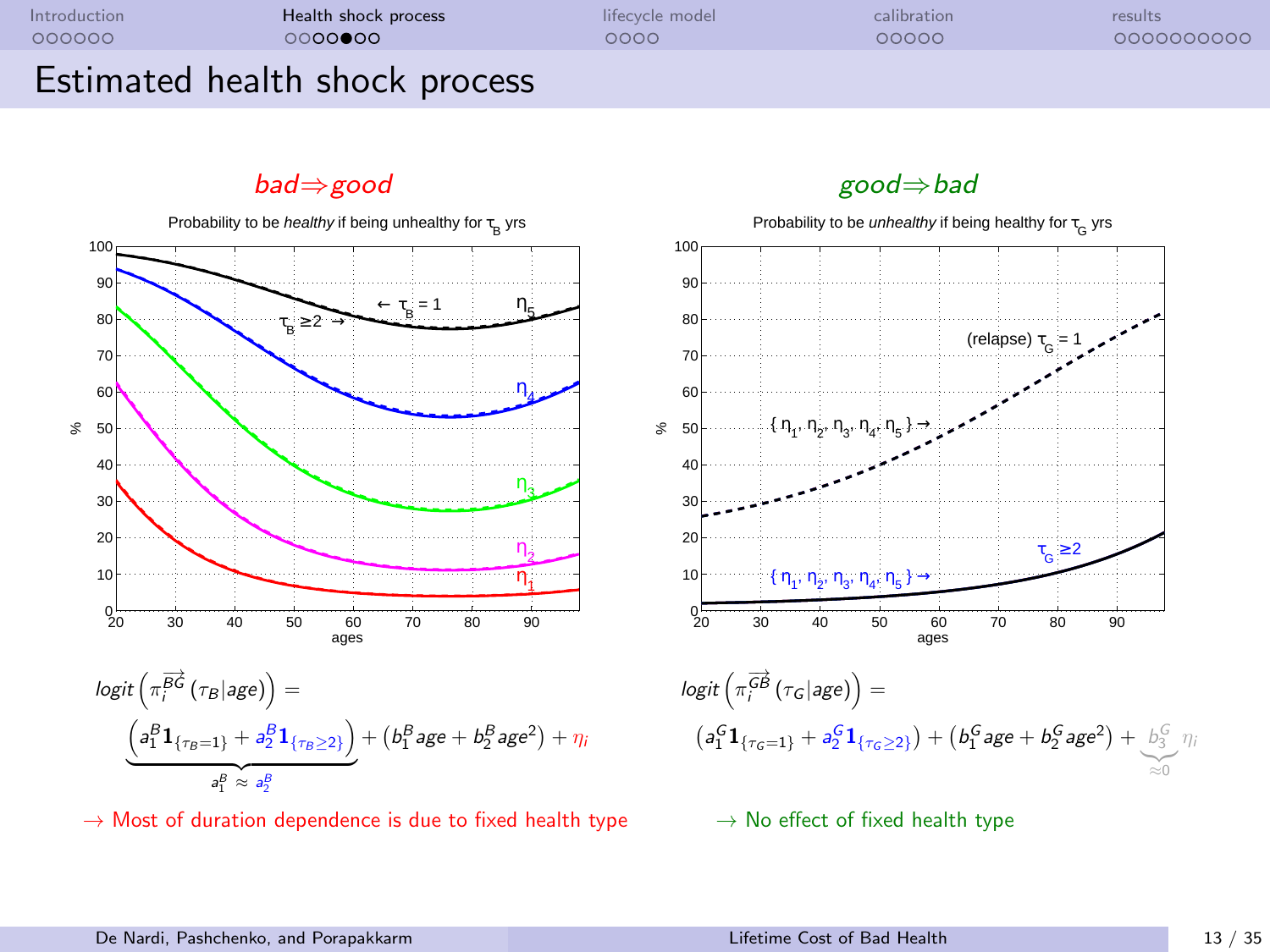# Estimated health shock process

## *bad⇒good*

Probability to be *healthy* if being unhealthy for $\tau_B$ yrs

$$logit\left(\pi_i^{\overrightarrow{BG}}(\tau_B|age)\right) = \underbrace{\left(a_1^B \mathbf{1}_{\{\tau_B=1\}} + a_2^B \mathbf{1}_{\{\tau_B\geq 2\}}\right)}_{a_1^B \approx a_2^B} + \left(b_1^B age + b_2^B age^2\right) + \eta_i$$

→ Most of duration dependence is due to fixed health type

## *good⇒bad*

Probability to be *unhealthy* if being healthy for $\tau_G$ yrs

$$logit\left(\pi_i^{\overrightarrow{GB}}(\tau_G|age)\right) = \left(a_1^G \mathbf{1}_{\{\tau_G=1\}} + a_2^G \mathbf{1}_{\{\tau_G\geq 2\}}\right) + \left(b_1^G age + b_2^G age^2\right) + \underbrace{b_3^G}_{\approx 0} \eta_i$$

→ No effect of fixed health type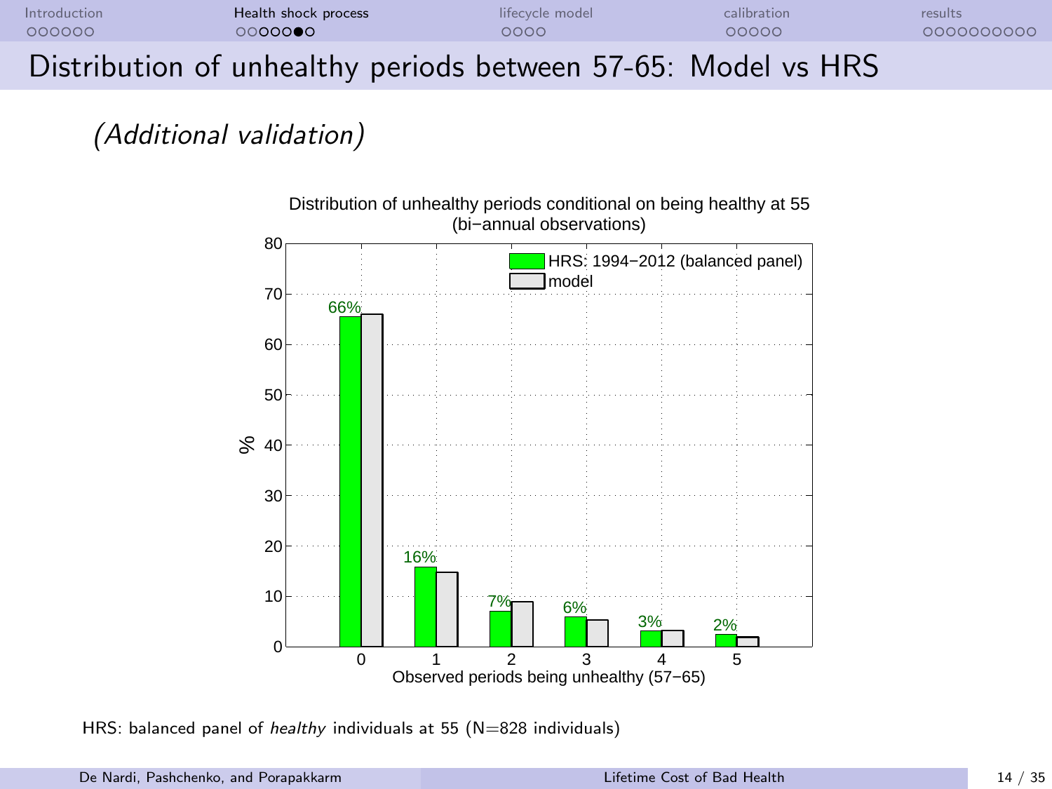# Distribution of unhealthy periods between 57-65: Model vs HRS

*(Additional validation)*

Distribution of unhealthy periods conditional on being healthy at 55 (bi−annual observations)

| Observed periods being unhealthy (57−65) | HRS: 1994−2012 (balanced panel) | model |
|---|---|---|
| 0 | 66% | |
| 1 | 16% | |
| 2 | 7% | |
| 3 | 6% | |
| 4 | 3% | |
| 5 | 2% | |

HRS: balanced panel of *healthy* individuals at 55 (N=828 individuals)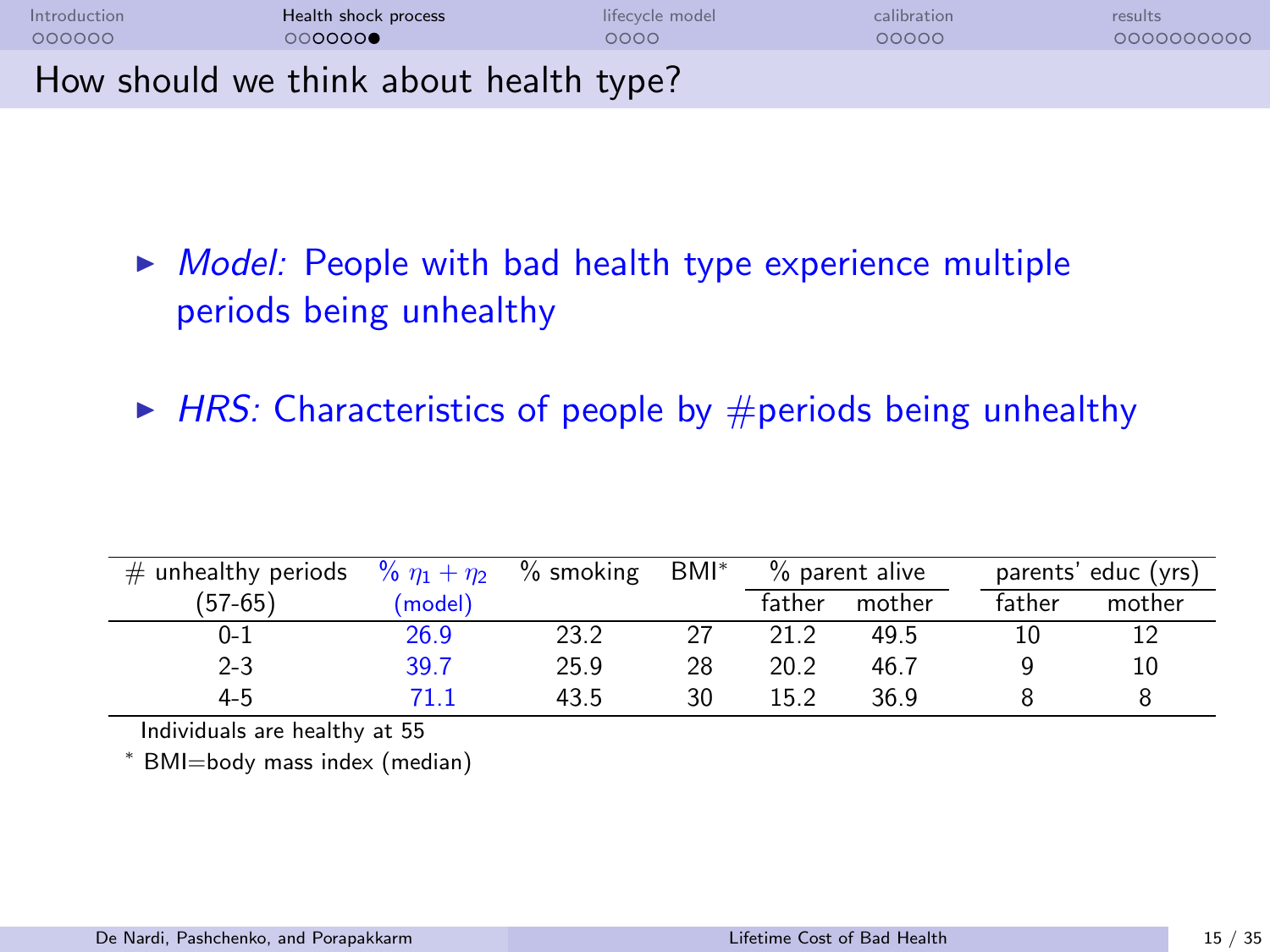# How should we think about health type?

- *Model:* People with bad health type experience multiple periods being unhealthy
- *HRS:* Characteristics of people by #periods being unhealthy

| # unhealthy periods (57-65) | % $\eta_1 + \eta_2$ (model) | % smoking | BMI* | % parent alive | | parents' educ (yrs) | |
|---|---|---|---|---|---|---|---|
| | | | | father | mother | father | mother |
| 0-1 | 26.9 | 23.2 | 27 | 21.2 | 49.5 | 10 | 12 |
| 2-3 | 39.7 | 25.9 | 28 | 20.2 | 46.7 | 9 | 10 |
| 4-5 | 71.1 | 43.5 | 30 | 15.2 | 36.9 | 8 | 8 |

Individuals are healthy at 55

* BMI=body mass index (median)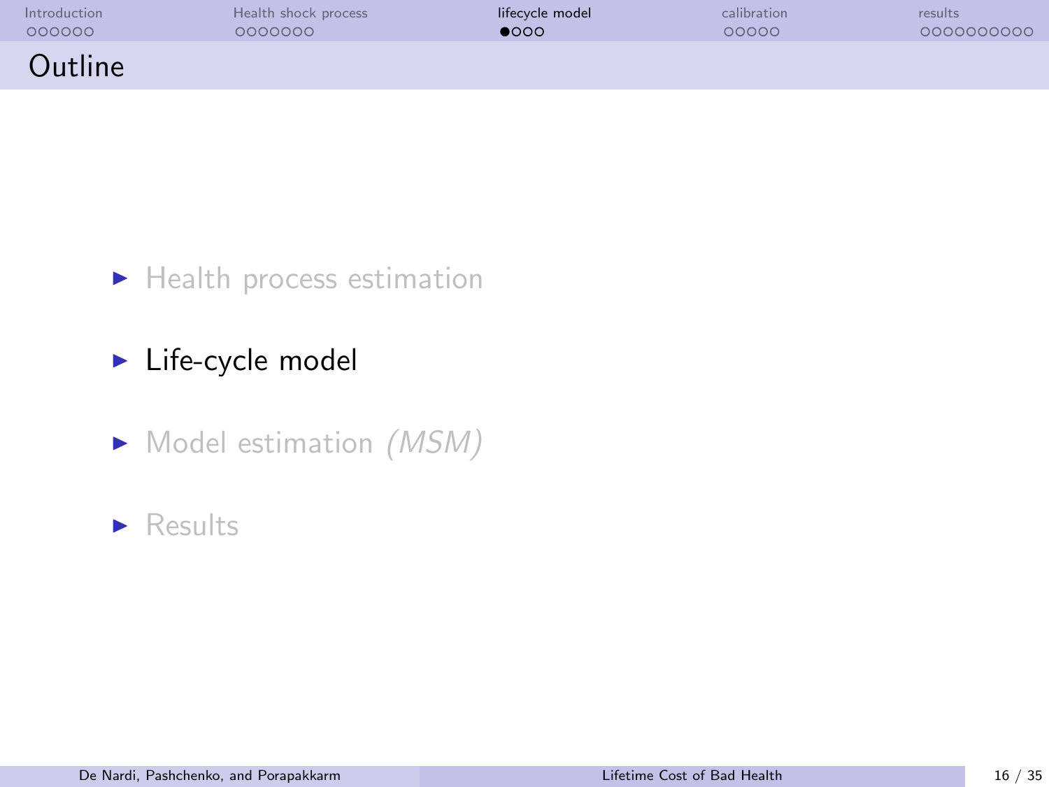# Outline

- Health process estimation
- Life-cycle model
- Model estimation *(MSM)*
- Results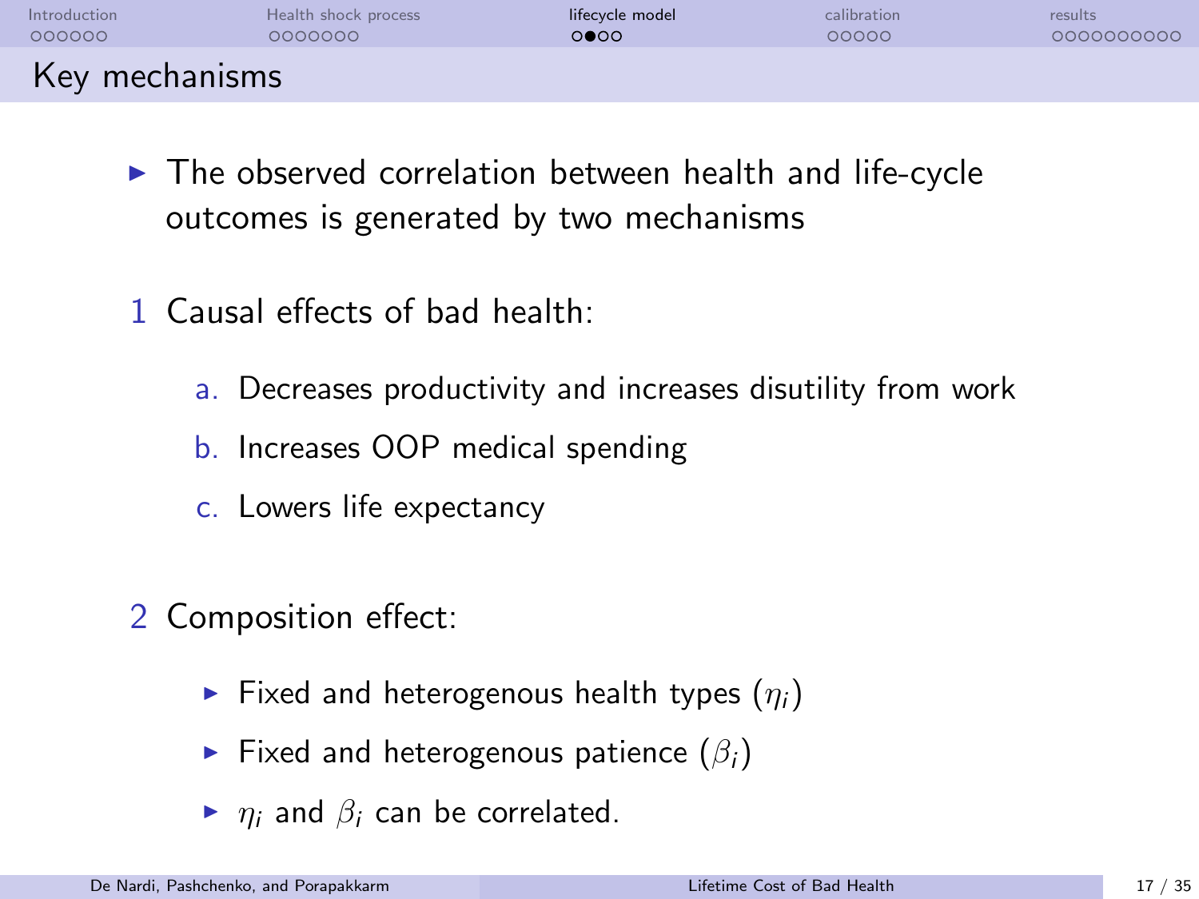## Key mechanisms

- The observed correlation between health and life-cycle outcomes is generated by two mechanisms

1. Causal effects of bad health:
   a. Decreases productivity and increases disutility from work
   b. Increases OOP medical spending
   c. Lowers life expectancy

2. Composition effect:
   - Fixed and heterogenous health types ($\eta_i$)
   - Fixed and heterogenous patience ($\beta_i$)
   - $\eta_i$ and $\beta_i$ can be correlated.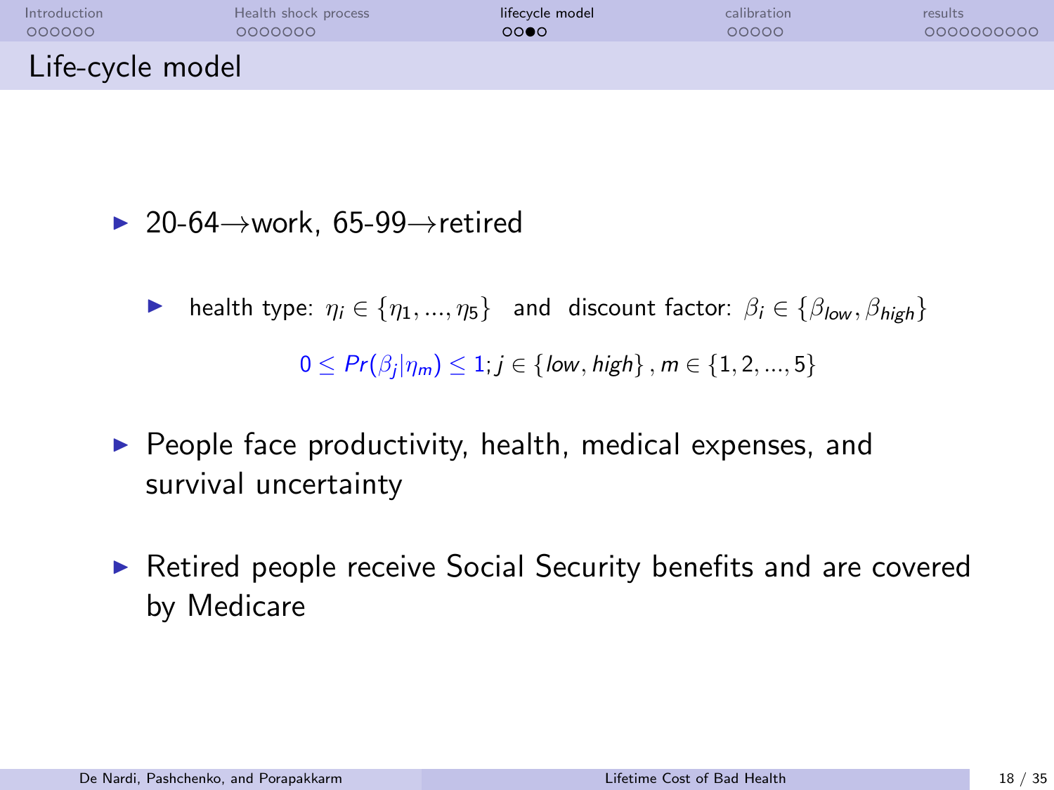# Life-cycle model

- 20-64→work, 65-99→retired
  - health type: $\eta_i \in \{\eta_1, ..., \eta_5\}$ and discount factor: $\beta_i \in \{\beta_{low}, \beta_{high}\}$

    $0 \leq Pr(\beta_j|\eta_m) \leq 1; j \in \{low, high\}, m \in \{1, 2, ..., 5\}$
- People face productivity, health, medical expenses, and survival uncertainty
- Retired people receive Social Security benefits and are covered by Medicare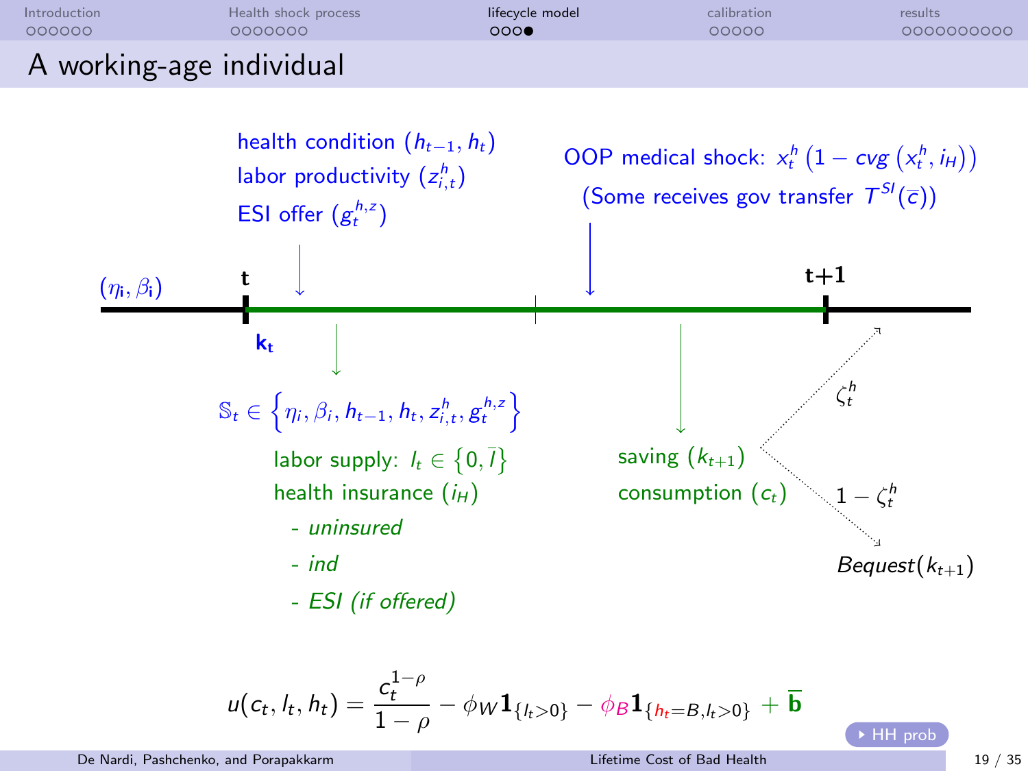# A working-age individual

$(\eta_i, \beta_i)$

**t** — $\mathbf{k_t}$

health condition $(h_{t-1}, h_t)$
labor productivity $(z_{i,t}^h)$
ESI offer $(g_t^{h,z})$

$\mathbb{S}_t \in \left\{\eta_i, \beta_i, h_{t-1}, h_t, z_{i,t}^h, g_t^{h,z}\right\}$

labor supply: $l_t \in \{0, \bar{l}\}$
health insurance $(i_H)$

- *uninsured*
- *ind*
- *ESI (if offered)*

OOP medical shock: $x_t^h \left(1 - cvg\left(x_t^h, i_H\right)\right)$
(Some receives gov transfer $T^{SI}(\bar{c})$)

saving $(k_{t+1})$
consumption $(c_t)$

**t+1**

$\zeta_t^h$

$1 - \zeta_t^h$

*Bequest*$(k_{t+1})$

$$u(c_t, l_t, h_t) = \frac{c_t^{1-\rho}}{1-\rho} - \phi_W \mathbf{1}_{\{l_t>0\}} - \phi_B \mathbf{1}_{\{h_t=B, l_t>0\}} + \overline{\mathbf{b}}$$

HH prob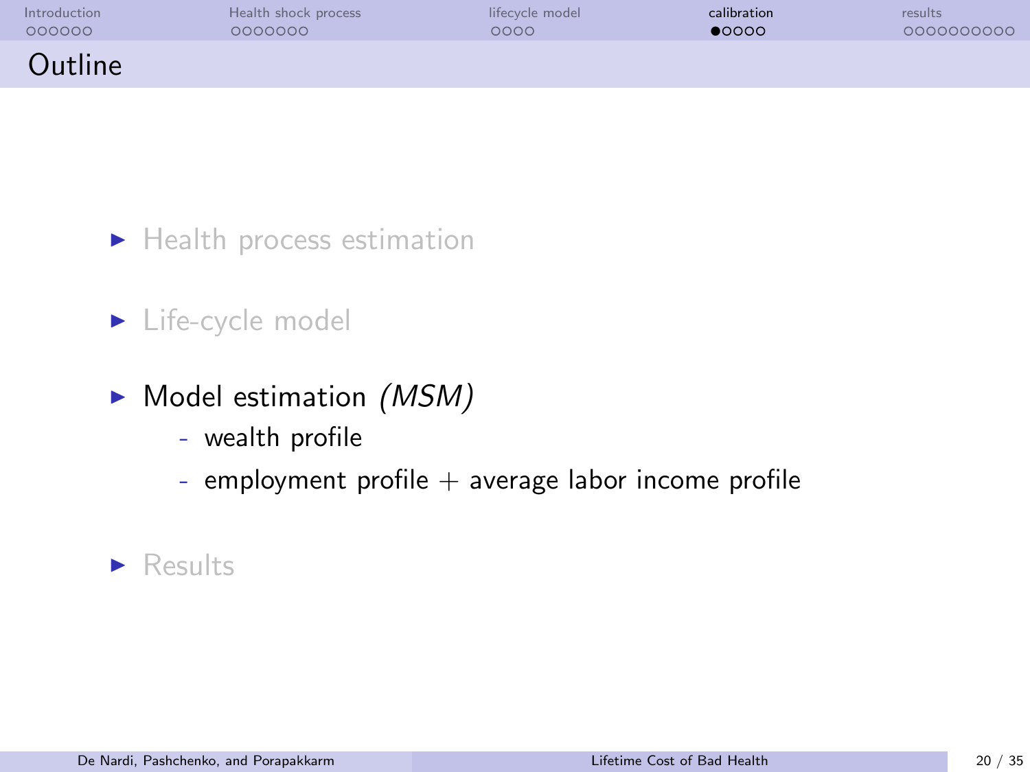# Outline

- Health process estimation
- Life-cycle model
- Model estimation *(MSM)*
  - wealth profile
  - employment profile + average labor income profile
- Results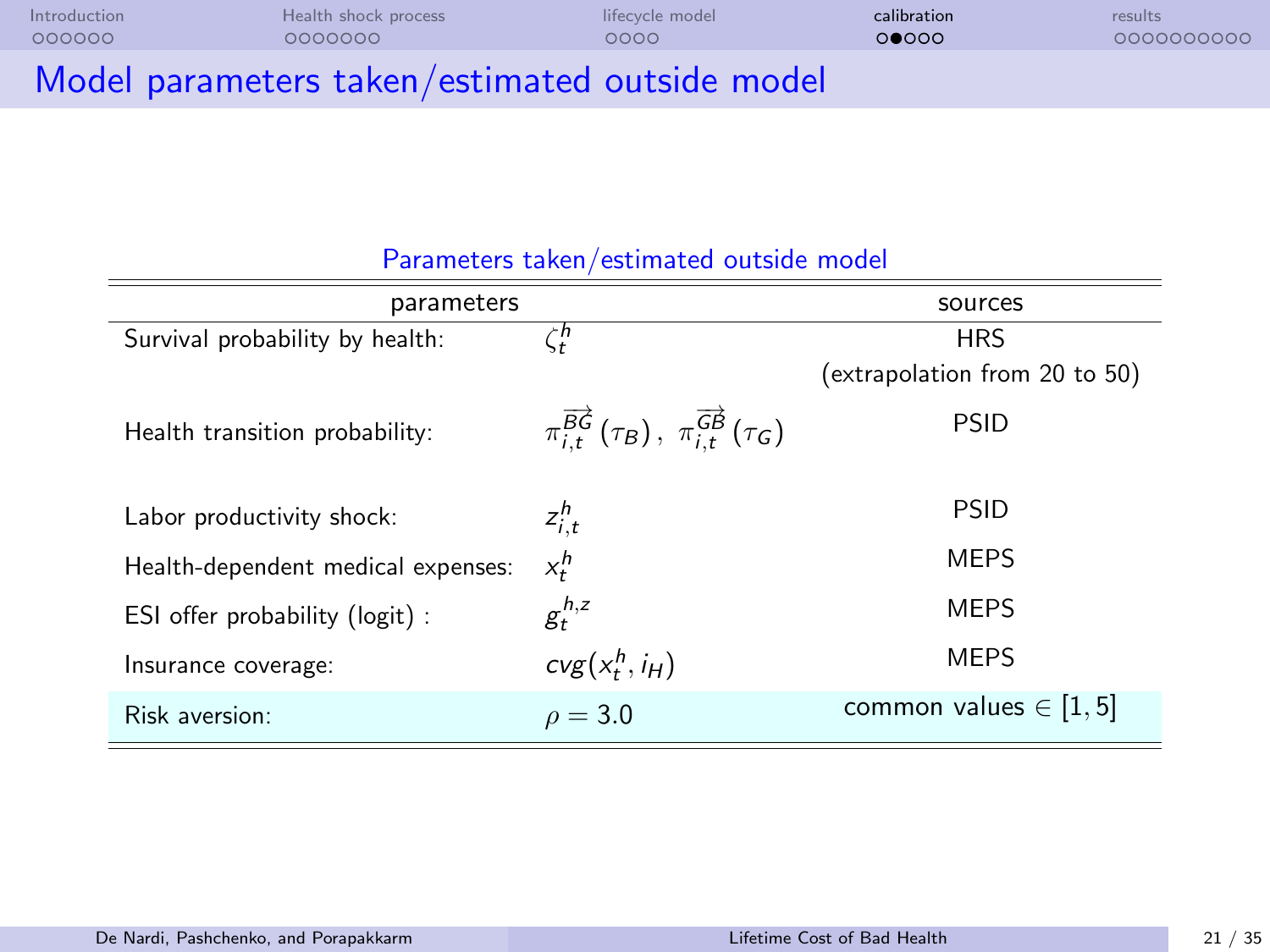# Model parameters taken/estimated outside model

Parameters taken/estimated outside model

| parameters | | sources |
|---|---|---|
| Survival probability by health: | $\zeta_t^h$ | HRS (extrapolation from 20 to 50) |
| Health transition probability: | $\pi_{i,t}^{\overrightarrow{BG}}(\tau_B),\ \pi_{i,t}^{\overrightarrow{GB}}(\tau_G)$ | PSID |
| Labor productivity shock: | $z_{i,t}^h$ | PSID |
| Health-dependent medical expenses: | $x_t^h$ | MEPS |
| ESI offer probability (logit) : | $g_t^{h,z}$ | MEPS |
| Insurance coverage: | $cvg(x_t^h, i_H)$ | MEPS |
| Risk aversion: | $\rho = 3.0$ | common values $\in [1, 5]$ |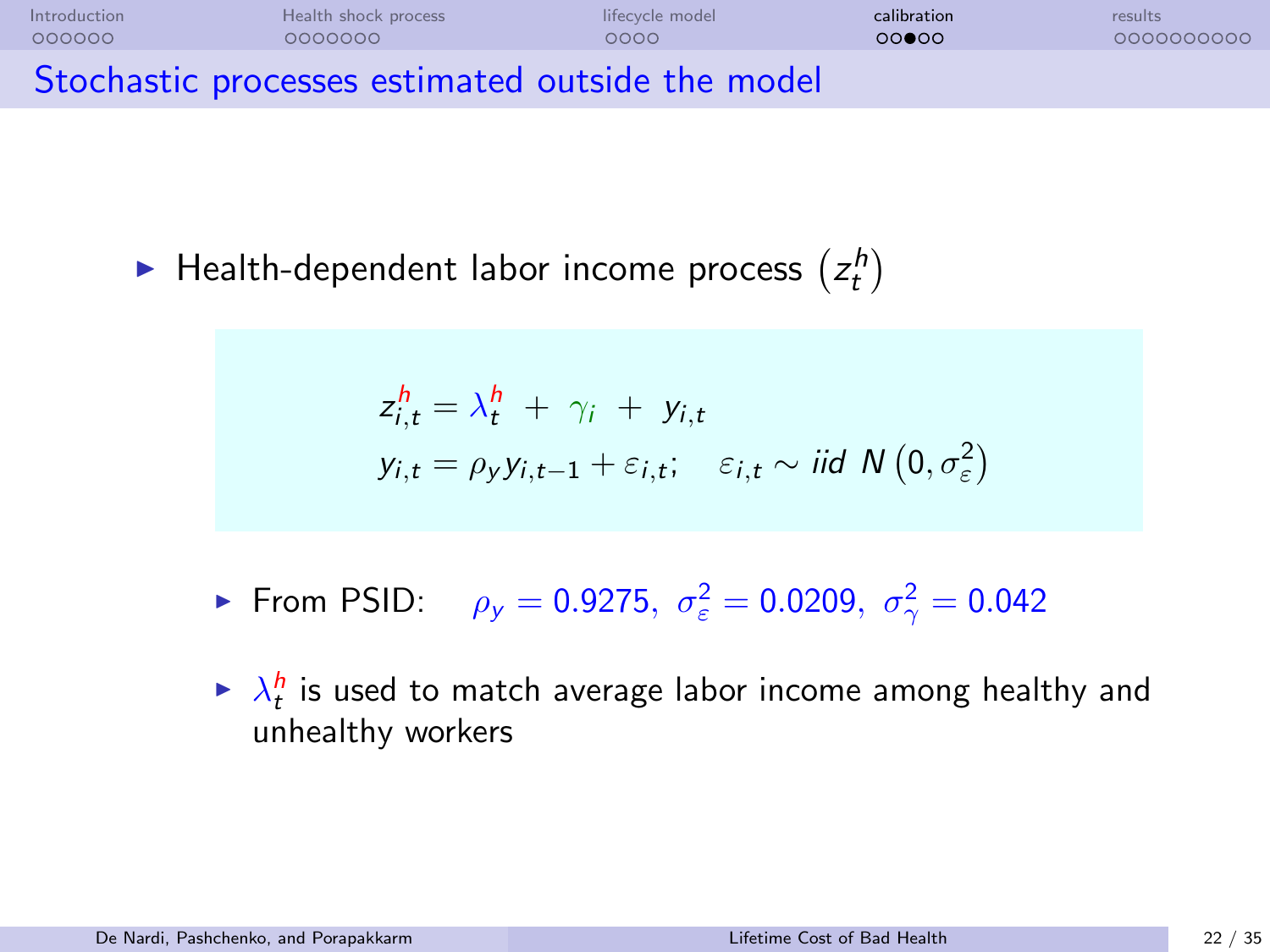# Stochastic processes estimated outside the model

- Health-dependent labor income process $\left(z_t^h\right)$

$$
\begin{aligned}
z_{i,t}^h &= \lambda_t^h + \gamma_i + y_{i,t} \\
y_{i,t} &= \rho_y y_{i,t-1} + \varepsilon_{i,t}; \quad \varepsilon_{i,t} \sim iid\ N\left(0, \sigma_\varepsilon^2\right)
\end{aligned}
$$

- From PSID: $\rho_y = 0.9275,\ \sigma_\varepsilon^2 = 0.0209,\ \sigma_\gamma^2 = 0.042$
- $\lambda_t^h$ is used to match average labor income among healthy and unhealthy workers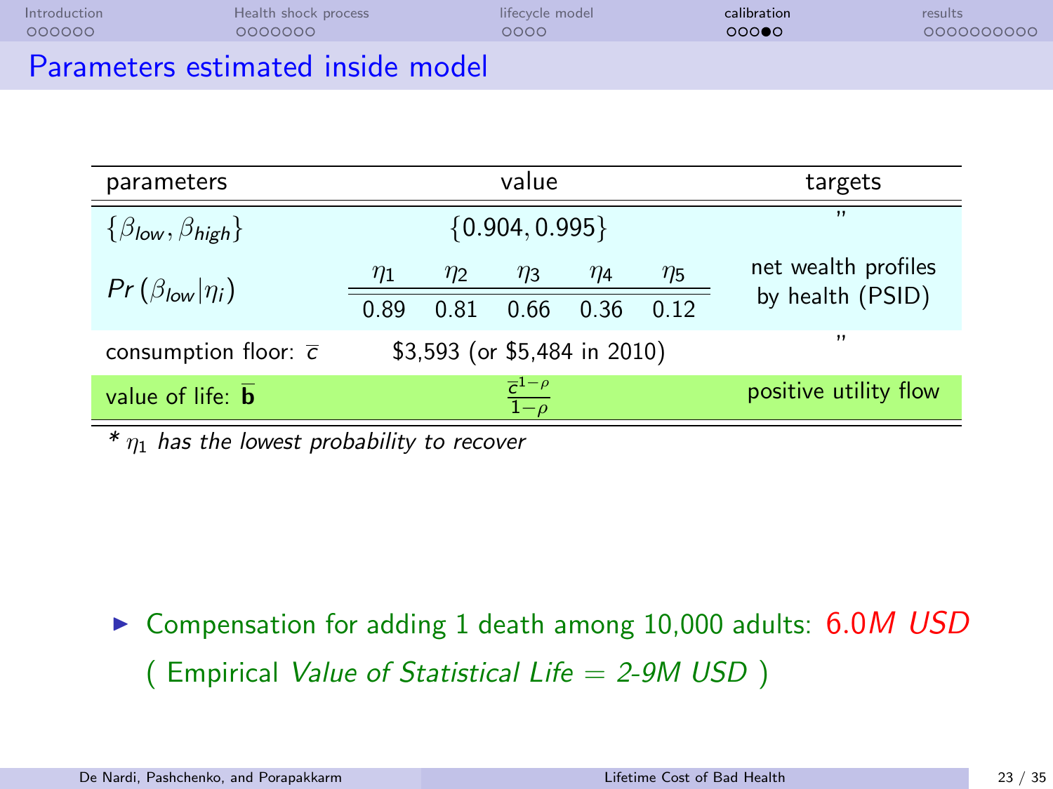# Parameters estimated inside model

| parameters | value | | | | | targets |
|---|---|---|---|---|---|---|
| $\{\beta_{low}, \beta_{high}\}$ | $\{0.904, 0.995\}$ | | | | | " |
| $Pr(\beta_{low} \mid \eta_i)$ | $\eta_1$ | $\eta_2$ | $\eta_3$ | $\eta_4$ | $\eta_5$ | net wealth profiles by health (PSID) |
| | 0.89 | 0.81 | 0.66 | 0.36 | 0.12 | |
| consumption floor: $\overline{c}$ | \$3,593 (or \$5,484 in 2010) | | | | | " |
| value of life: $\overline{\mathbf{b}}$ | $\frac{\overline{c}^{1-\rho}}{1-\rho}$ | | | | | positive utility flow |

* $\eta_1$ *has the lowest probability to recover*

- Compensation for adding 1 death among 10,000 adults: 6.0*M USD*
  ( Empirical *Value of Statistical Life = 2-9M USD* )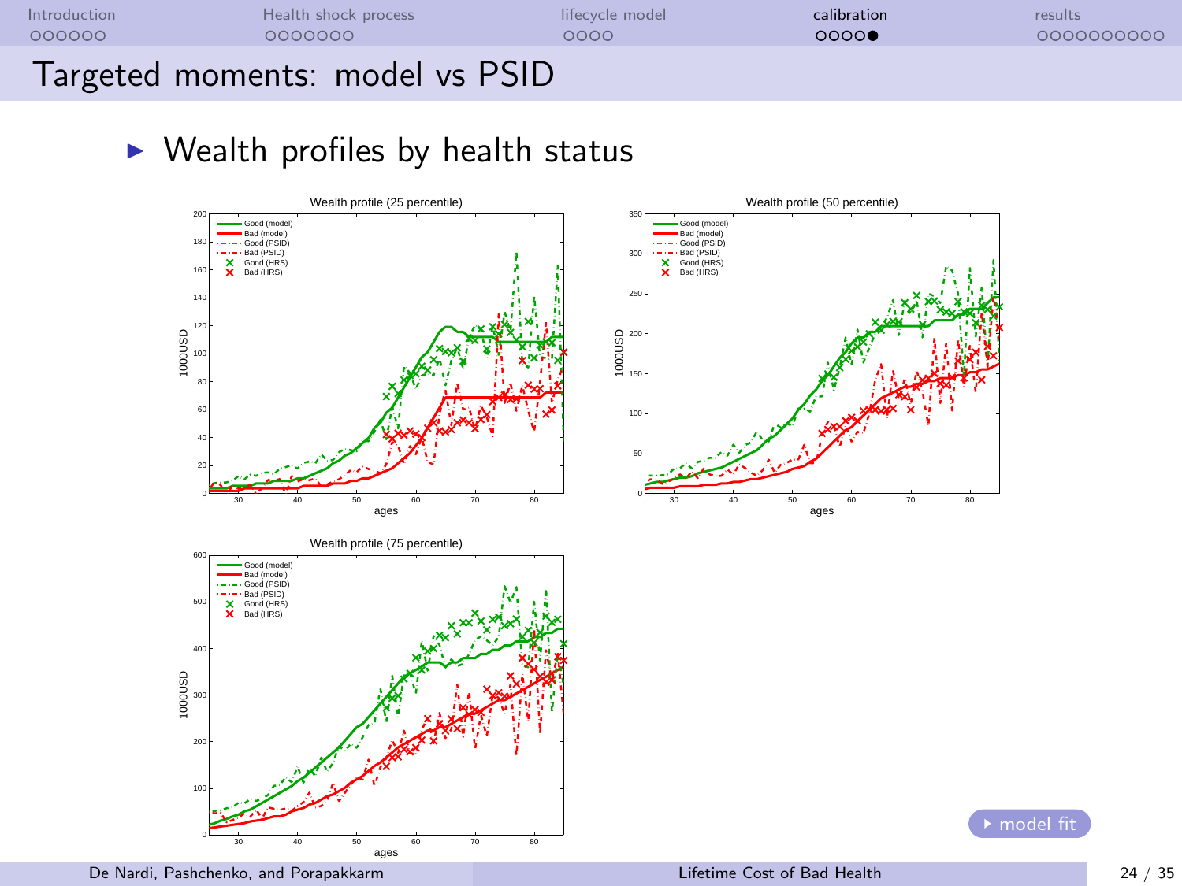# Targeted moments: model vs PSID

- Wealth profiles by health status

Wealth profile (25 percentile)

Wealth profile (50 percentile)

Wealth profile (75 percentile)

model fit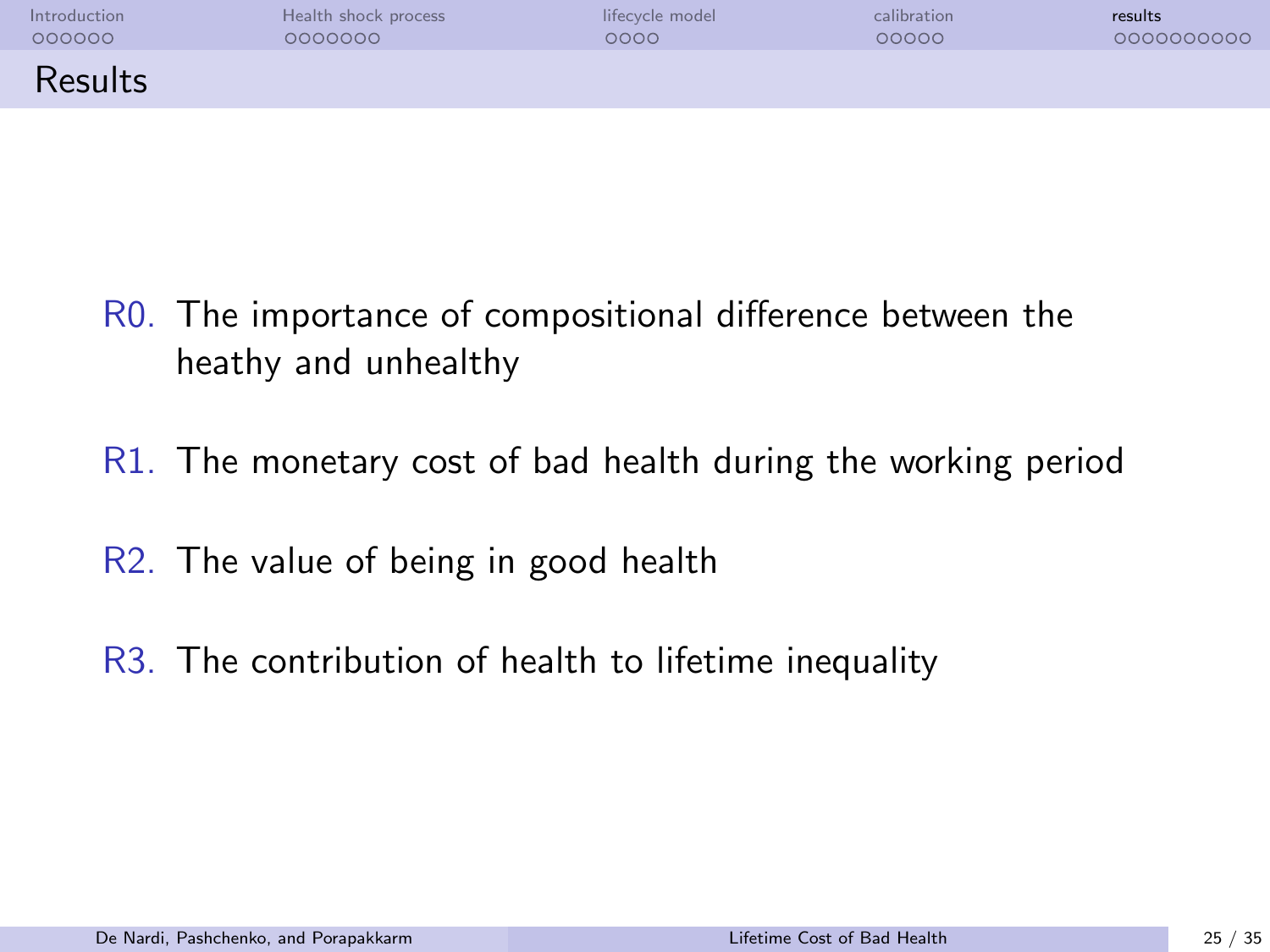# Results

R0. The importance of compositional difference between the heathy and unhealthy

R1. The monetary cost of bad health during the working period

R2. The value of being in good health

R3. The contribution of health to lifetime inequality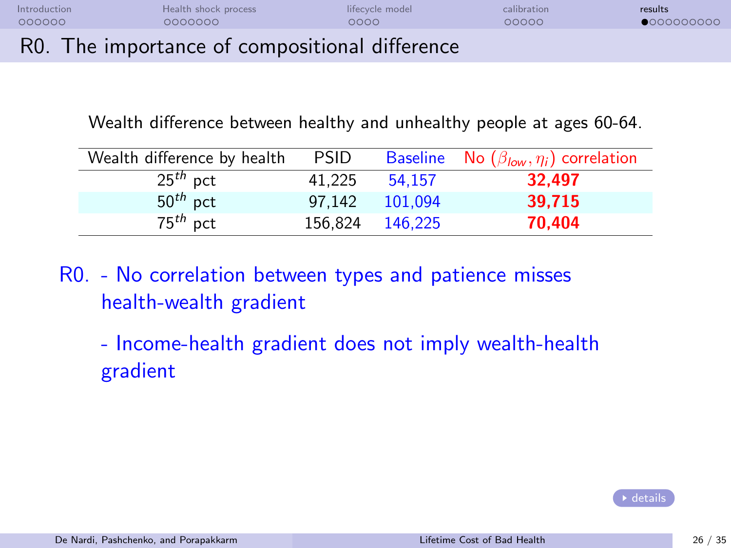# R0. The importance of compositional difference

Wealth difference between healthy and unhealthy people at ages 60-64.

| Wealth difference by health | PSID | Baseline | No $(\beta_{low}, \eta_i)$ correlation |
|---|---|---|---|
| $25^{th}$ pct | 41,225 | 54,157 | **32,497** |
| $50^{th}$ pct | 97,142 | 101,094 | **39,715** |
| $75^{th}$ pct | 156,824 | 146,225 | **70,404** |

R0. - No correlation between types and patience misses health-wealth gradient

- Income-health gradient does not imply wealth-health gradient

details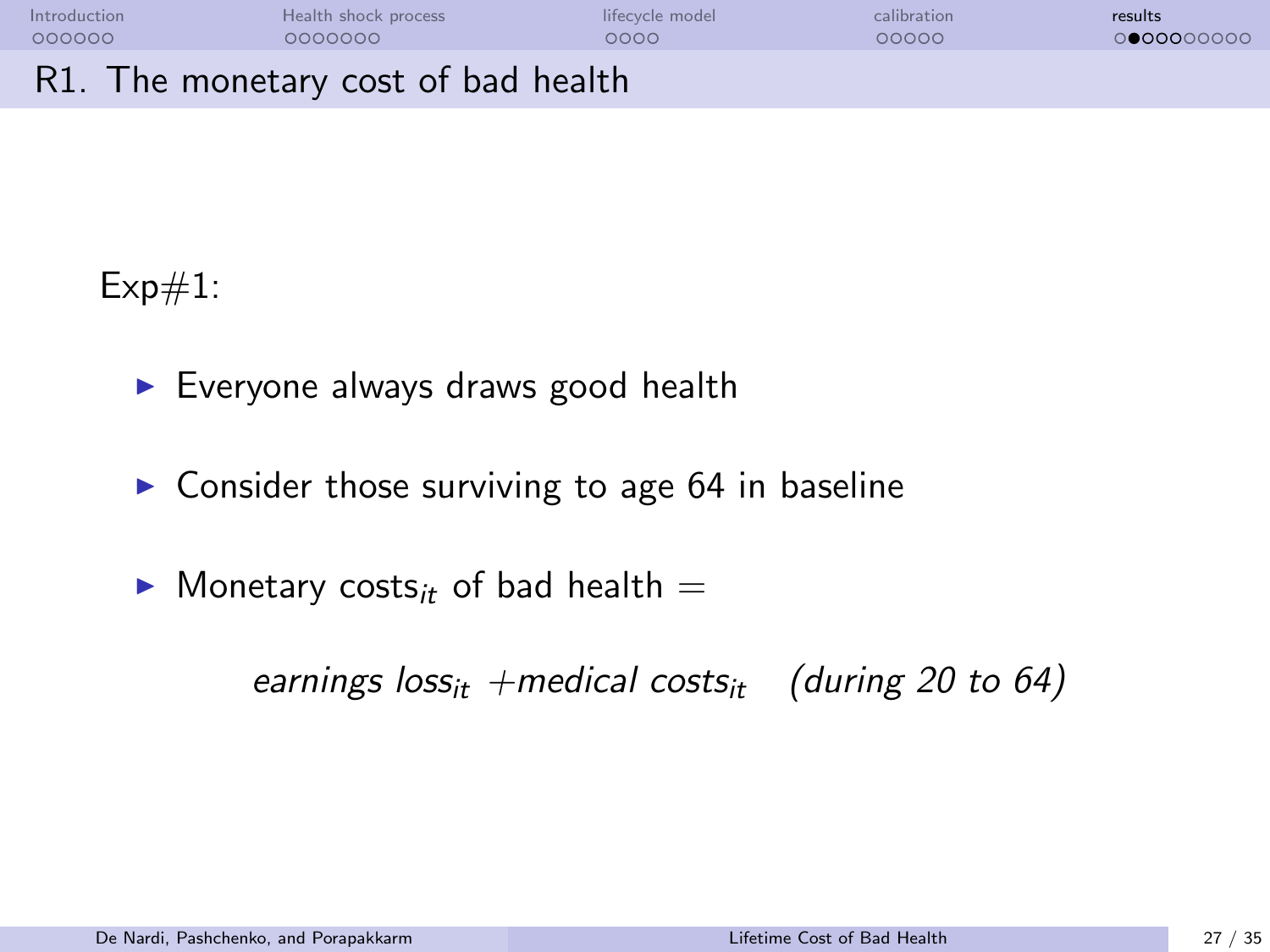# R1. The monetary cost of bad health

Exp#1:

- Everyone always draws good health
- Consider those surviving to age 64 in baseline
- Monetary $\text{costs}_{it}$ of bad health =

$$\textit{earnings loss}_{it} + \textit{medical costs}_{it} \quad \textit{(during 20 to 64)}$$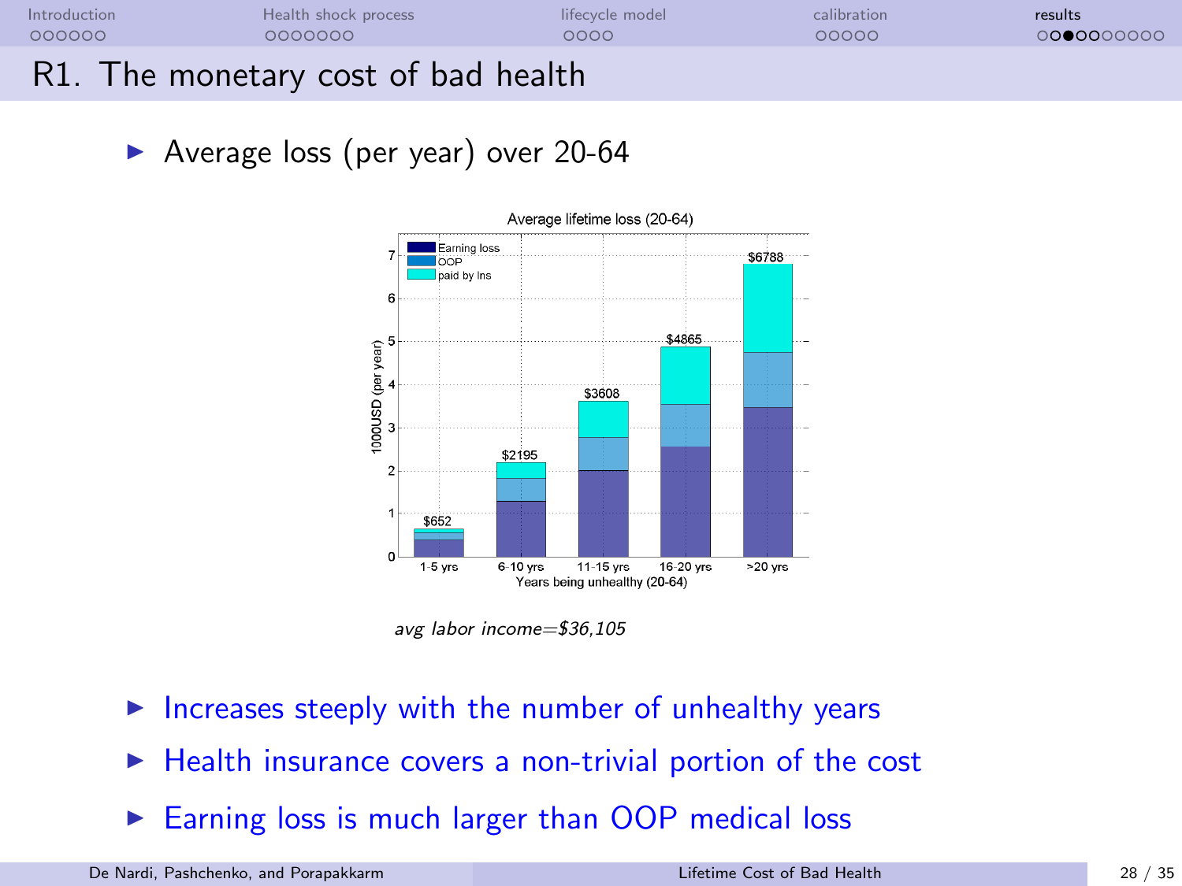# R1. The monetary cost of bad health

- Average loss (per year) over 20-64

Average lifetime loss (20-64)

| Years being unhealthy (20-64) | Total (per year) |
|---|---|
| 1-5 yrs | $652 |
| 6-10 yrs | $2195 |
| 11-15 yrs | $3608 |
| 16-20 yrs | $4865 |
| >20 yrs | $6788 |

Legend: Earning loss, OOP, paid by Ins. Y-axis: 1000USD (per year)

*avg labor income=$36,105*

- Increases steeply with the number of unhealthy years
- Health insurance covers a non-trivial portion of the cost
- Earning loss is much larger than OOP medical loss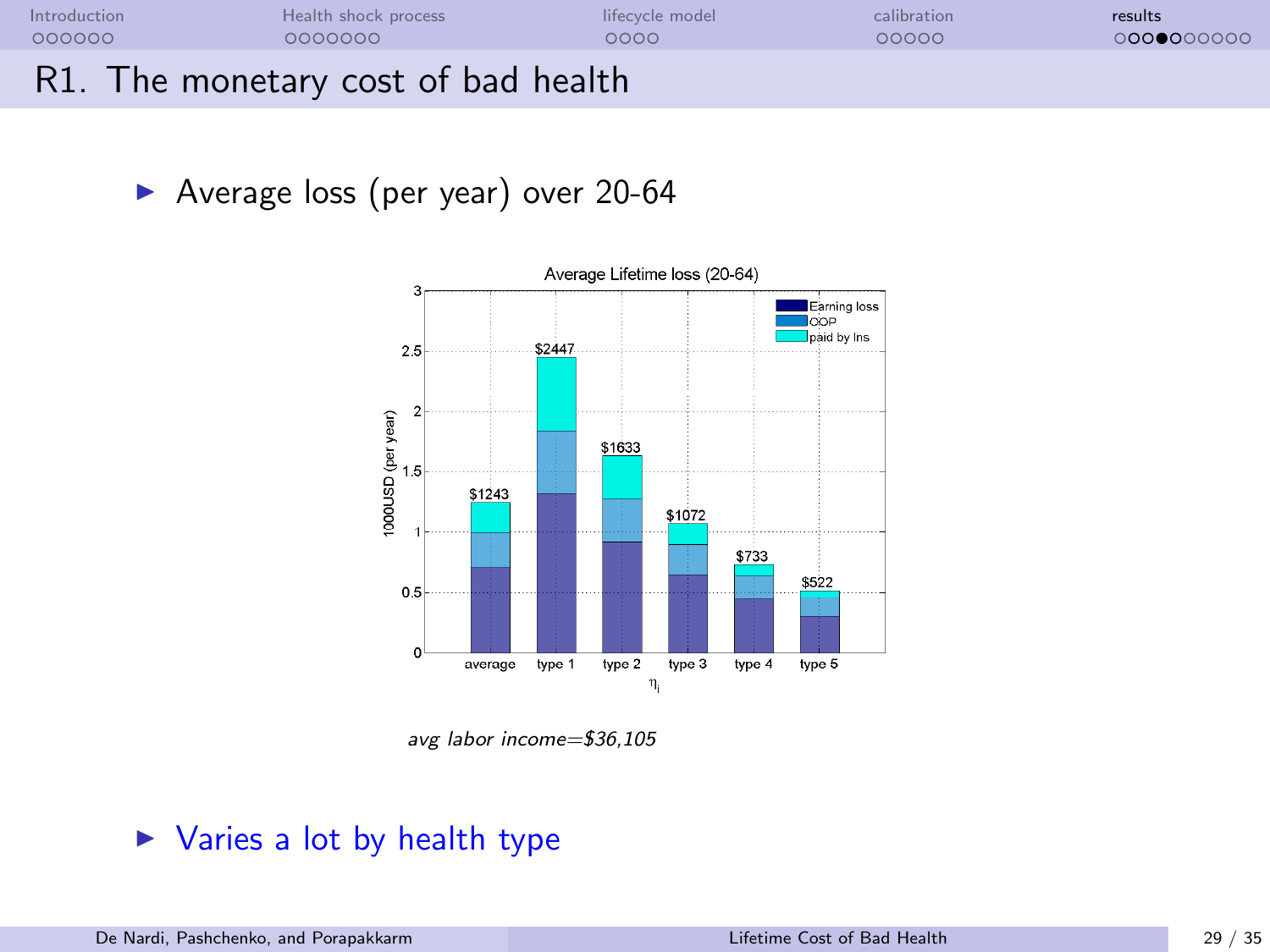## R1. The monetary cost of bad health

- Average loss (per year) over 20-64

Average Lifetime loss (20-64)

| | average | type 1 | type 2 | type 3 | type 4 | type 5 |
|---|---|---|---|---|---|---|
| Total | $1243 | $2447 | $1633 | $1072 | $733 | $522 |

Legend: Earning loss, OOP, paid by Ins. Y-axis: 1000USD (per year). X-axis: $\eta_i$

*avg labor income=$36,105*

- Varies a lot by health type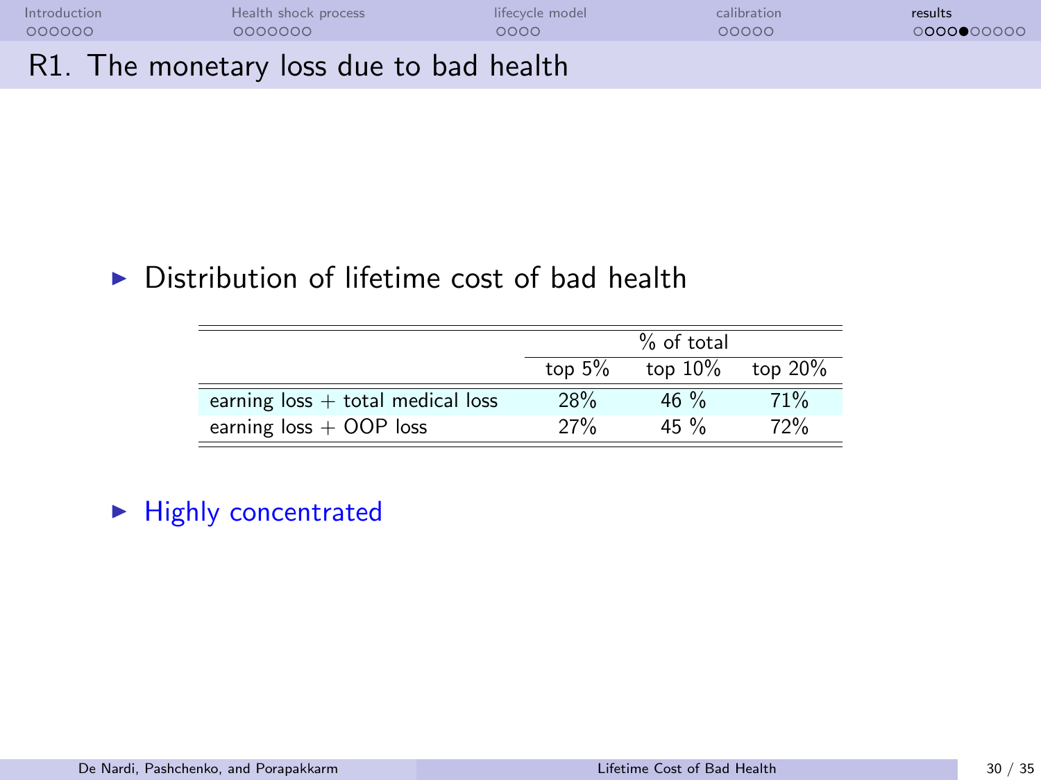# R1. The monetary loss due to bad health

- Distribution of lifetime cost of bad health

| | % of total | | |
|---|---|---|---|
| | top 5% | top 10% | top 20% |
| earning loss + total medical loss | 28% | 46 % | 71% |
| earning loss + OOP loss | 27% | 45 % | 72% |

- Highly concentrated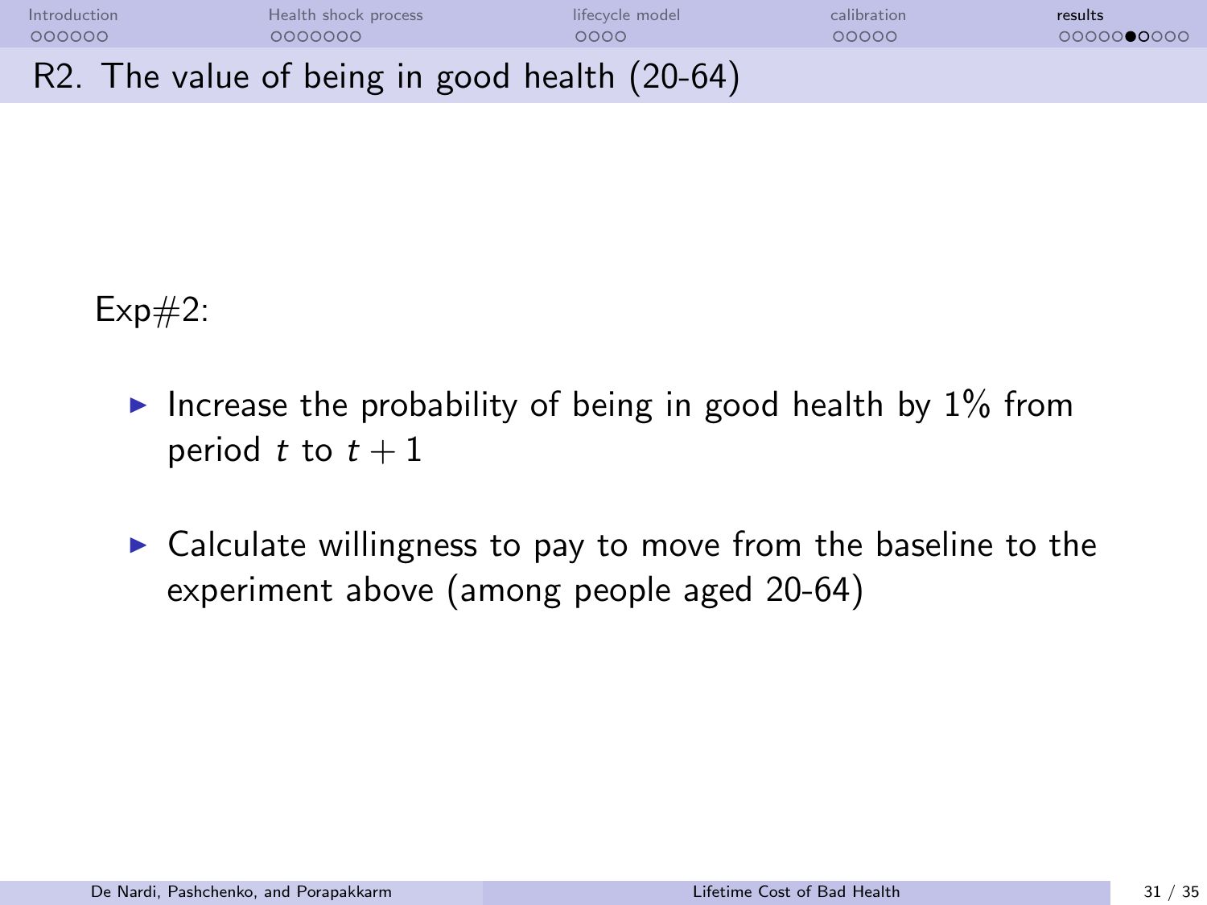# R2. The value of being in good health (20-64)

Exp#2:

- Increase the probability of being in good health by 1% from period $t$ to $t+1$
- Calculate willingness to pay to move from the baseline to the experiment above (among people aged 20-64)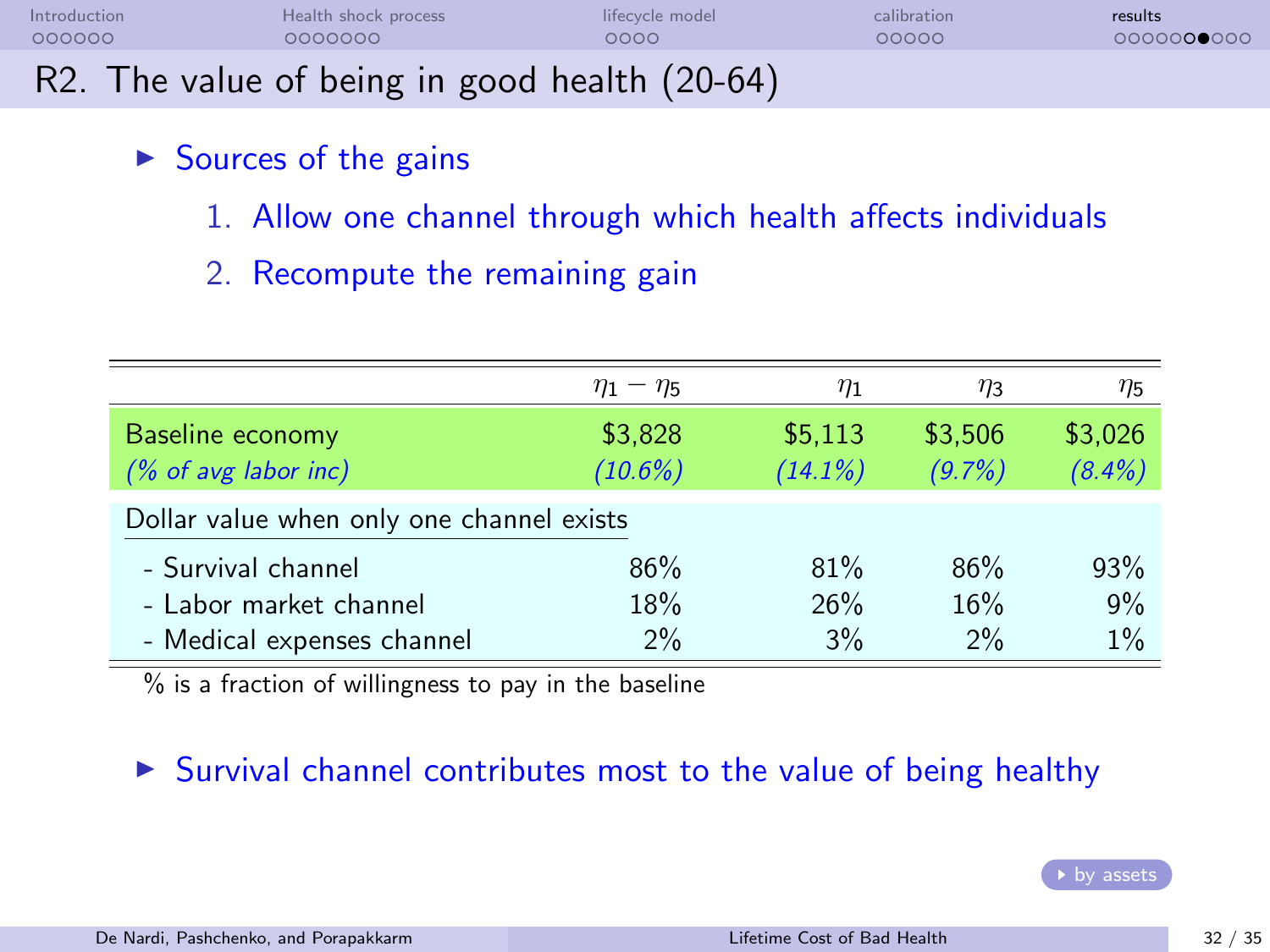## R2. The value of being in good health (20-64)

- Sources of the gains
  1. Allow one channel through which health affects individuals
  2. Recompute the remaining gain

| | $\eta_1 - \eta_5$ | $\eta_1$ | $\eta_3$ | $\eta_5$ |
|---|---|---|---|---|
| Baseline economy | \$3,828 | \$5,113 | \$3,506 | \$3,026 |
| *(% of avg labor inc)* | *(10.6%)* | *(14.1%)* | *(9.7%)* | *(8.4%)* |
| Dollar value when only one channel exists | | | | |
| - Survival channel | 86% | 81% | 86% | 93% |
| - Labor market channel | 18% | 26% | 16% | 9% |
| - Medical expenses channel | 2% | 3% | 2% | 1% |

% is a fraction of willingness to pay in the baseline

- Survival channel contributes most to the value of being healthy

by assets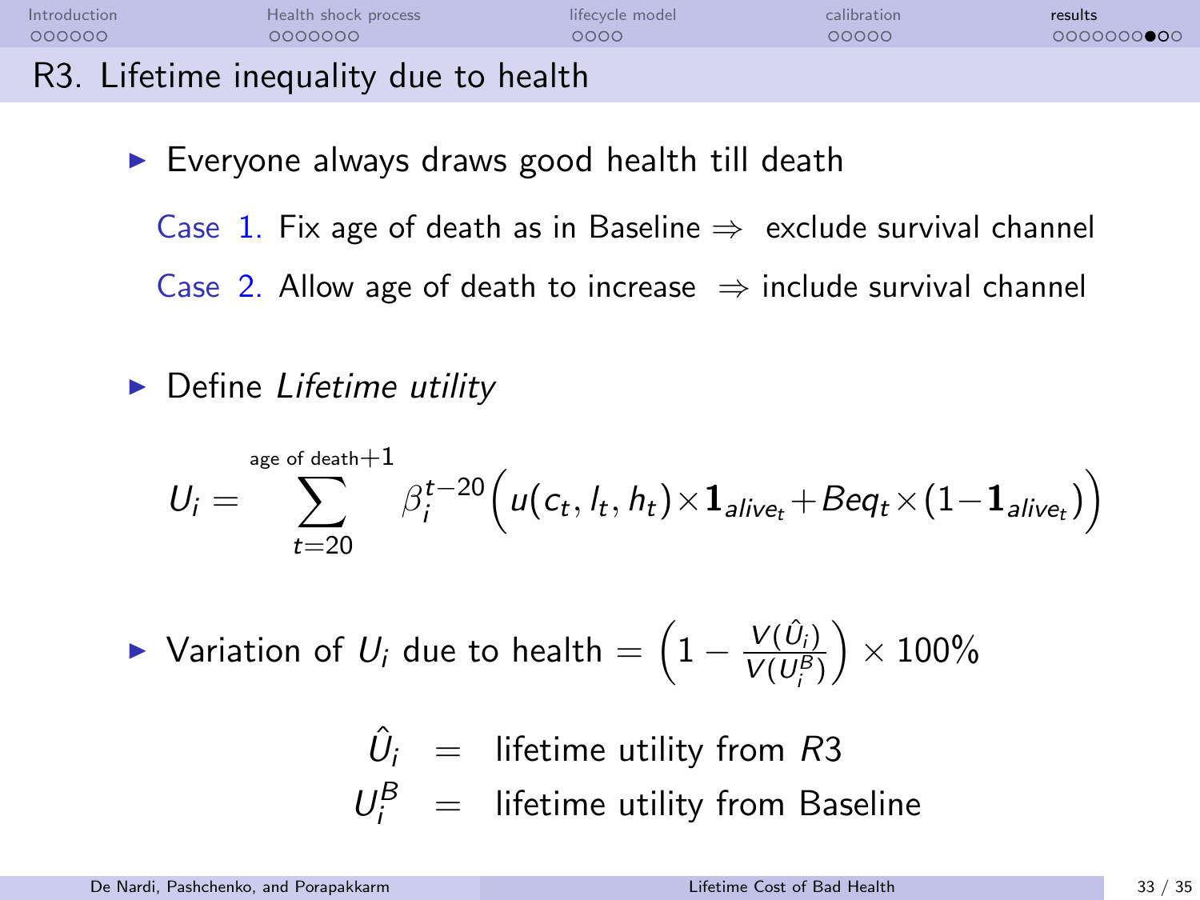## R3. Lifetime inequality due to health

- Everyone always draws good health till death

  Case 1. Fix age of death as in Baseline ⇒ exclude survival channel

  Case 2. Allow age of death to increase ⇒ include survival channel

- Define *Lifetime utility*

$$U_i = \sum_{t=20}^{\text{age of death}+1} \beta_i^{t-20} \Big( u(c_t, l_t, h_t) \times \mathbf{1}_{alive_t} + Beq_t \times (1 - \mathbf{1}_{alive_t}) \Big)$$

- Variation of $U_i$ due to health $= \left(1 - \frac{V(\hat{U}_i)}{V(U_i^B)}\right) \times 100\%$

$$\hat{U}_i = \text{lifetime utility from } R3$$
$$U_i^B = \text{lifetime utility from Baseline}$$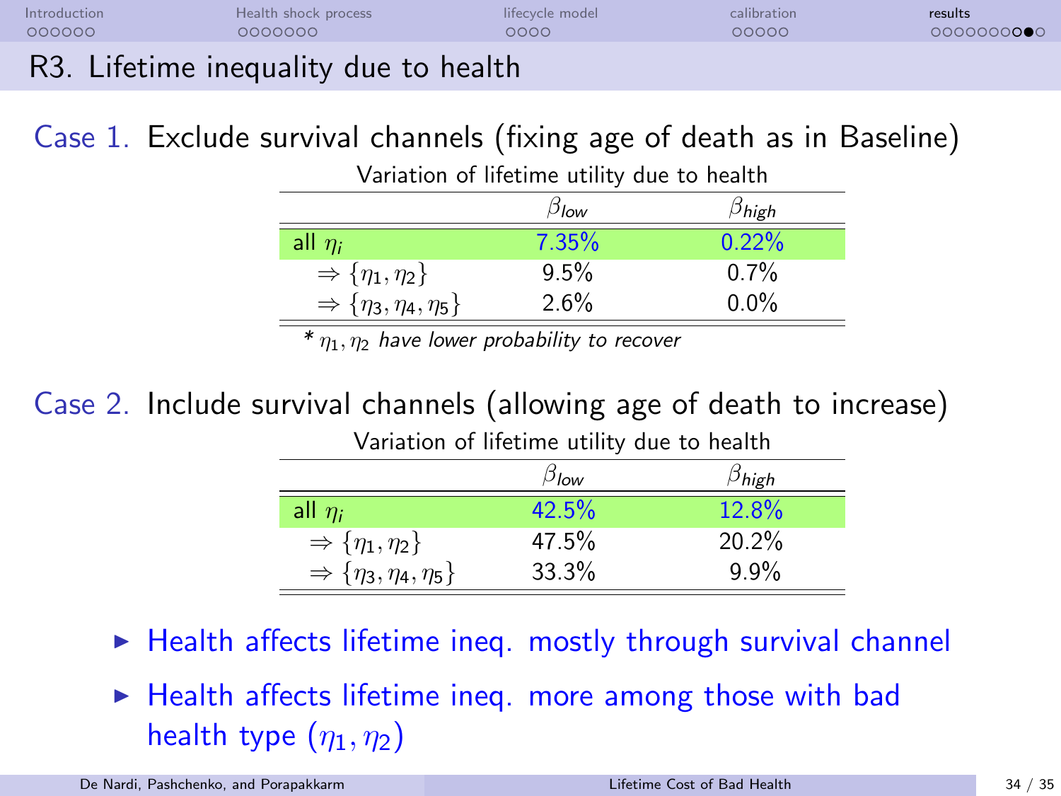## R3. Lifetime inequality due to health

**Case 1.** Exclude survival channels (fixing age of death as in Baseline)

Variation of lifetime utility due to health

| | $\beta_{low}$ | $\beta_{high}$ |
|---|---|---|
| all $\eta_i$ | 7.35% | 0.22% |
| $\Rightarrow \{\eta_1, \eta_2\}$ | 9.5% | 0.7% |
| $\Rightarrow \{\eta_3, \eta_4, \eta_5\}$ | 2.6% | 0.0% |

*\* $\eta_1, \eta_2$ have lower probability to recover*

**Case 2.** Include survival channels (allowing age of death to increase)

Variation of lifetime utility due to health

| | $\beta_{low}$ | $\beta_{high}$ |
|---|---|---|
| all $\eta_i$ | 42.5% | 12.8% |
| $\Rightarrow \{\eta_1, \eta_2\}$ | 47.5% | 20.2% |
| $\Rightarrow \{\eta_3, \eta_4, \eta_5\}$ | 33.3% | 9.9% |

- Health affects lifetime ineq. mostly through survival channel
- Health affects lifetime ineq. more among those with bad health type ($\eta_1, \eta_2$)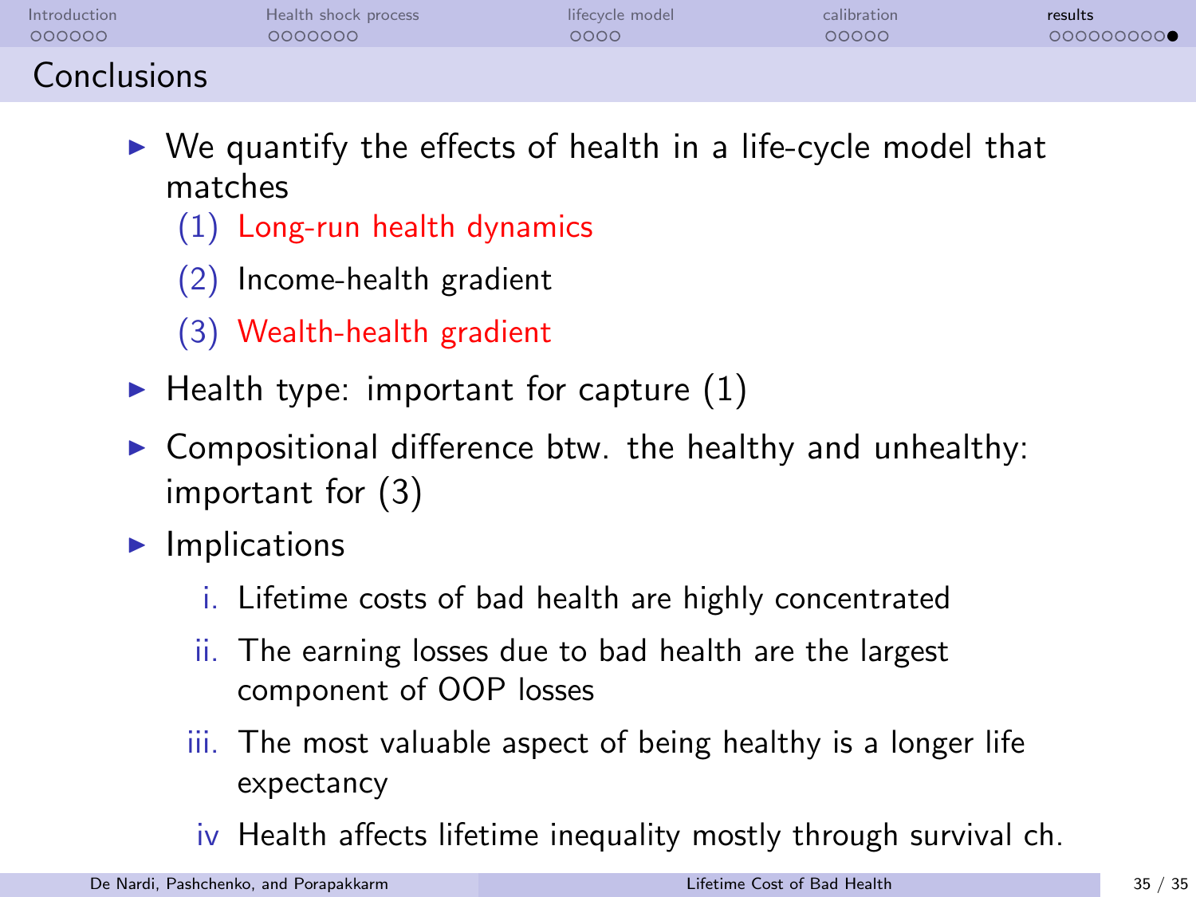# Conclusions

- We quantify the effects of health in a life-cycle model that matches
  1. Long-run health dynamics
  2. Income-health gradient
  3. Wealth-health gradient
- Health type: important for capture (1)
- Compositional difference btw. the healthy and unhealthy: important for (3)
- Implications
  - i. Lifetime costs of bad health are highly concentrated
  - ii. The earning losses due to bad health are the largest component of OOP losses
  - iii. The most valuable aspect of being healthy is a longer life expectancy
  - iv Health affects lifetime inequality mostly through survival ch.